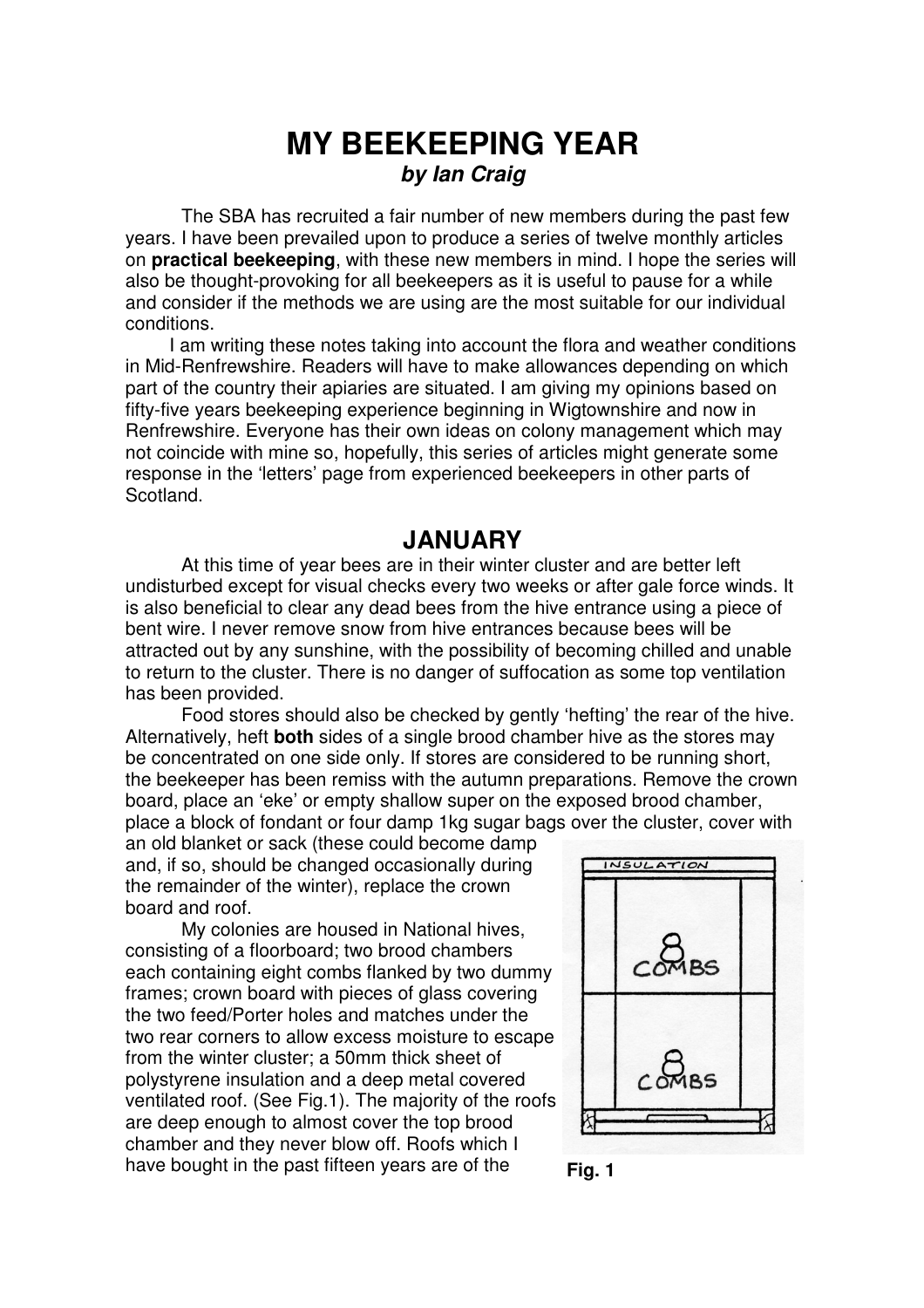# MY BEEKEEPING YEAR

***by Ian Craig***

The SBA has recruited a fair number of new members during the past few years. I have been prevailed upon to produce a series of twelve monthly articles on **practical beekeeping**, with these new members in mind. I hope the series will also be thought-provoking for all beekeepers as it is useful to pause for a while and consider if the methods we are using are the most suitable for our individual conditions.

I am writing these notes taking into account the flora and weather conditions in Mid-Renfrewshire. Readers will have to make allowances depending on which part of the country their apiaries are situated. I am giving my opinions based on fifty-five years beekeeping experience beginning in Wigtownshire and now in Renfrewshire. Everyone has their own ideas on colony management which may not coincide with mine so, hopefully, this series of articles might generate some response in the 'letters' page from experienced beekeepers in other parts of Scotland.

## JANUARY

At this time of year bees are in their winter cluster and are better left undisturbed except for visual checks every two weeks or after gale force winds. It is also beneficial to clear any dead bees from the hive entrance using a piece of bent wire. I never remove snow from hive entrances because bees will be attracted out by any sunshine, with the possibility of becoming chilled and unable to return to the cluster. There is no danger of suffocation as some top ventilation has been provided.

Food stores should also be checked by gently 'hefting' the rear of the hive. Alternatively, heft **both** sides of a single brood chamber hive as the stores may be concentrated on one side only. If stores are considered to be running short, the beekeeper has been remiss with the autumn preparations. Remove the crown board, place an 'eke' or empty shallow super on the exposed brood chamber, place a block of fondant or four damp 1kg sugar bags over the cluster, cover with an old blanket or sack (these could become damp and, if so, should be changed occasionally during the remainder of the winter), replace the crown board and roof.

My colonies are housed in National hives, consisting of a floorboard; two brood chambers each containing eight combs flanked by two dummy frames; crown board with pieces of glass covering the two feed/Porter holes and matches under the two rear corners to allow excess moisture to escape from the winter cluster; a 50mm thick sheet of polystyrene insulation and a deep metal covered ventilated roof. (See Fig.1). The majority of the roofs are deep enough to almost cover the top brood chamber and they never blow off. Roofs which I have bought in the past fifteen years are of the

INSULATION

8 COMBS

8 COMBS

**Fig. 1**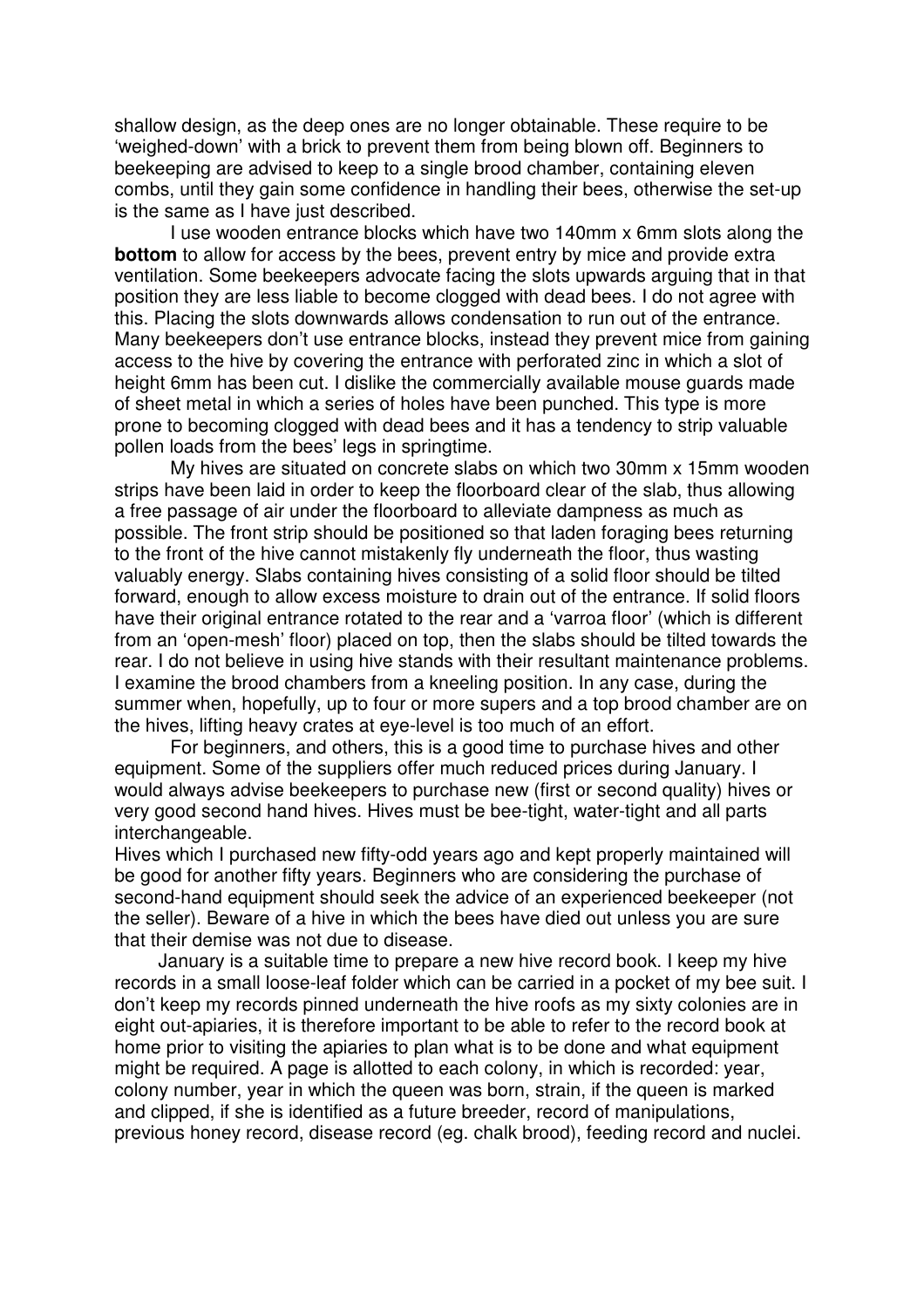shallow design, as the deep ones are no longer obtainable. These require to be 'weighed-down' with a brick to prevent them from being blown off. Beginners to beekeeping are advised to keep to a single brood chamber, containing eleven combs, until they gain some confidence in handling their bees, otherwise the set-up is the same as I have just described.

I use wooden entrance blocks which have two 140mm x 6mm slots along the **bottom** to allow for access by the bees, prevent entry by mice and provide extra ventilation. Some beekeepers advocate facing the slots upwards arguing that in that position they are less liable to become clogged with dead bees. I do not agree with this. Placing the slots downwards allows condensation to run out of the entrance. Many beekeepers don't use entrance blocks, instead they prevent mice from gaining access to the hive by covering the entrance with perforated zinc in which a slot of height 6mm has been cut. I dislike the commercially available mouse guards made of sheet metal in which a series of holes have been punched. This type is more prone to becoming clogged with dead bees and it has a tendency to strip valuable pollen loads from the bees' legs in springtime.

My hives are situated on concrete slabs on which two 30mm x 15mm wooden strips have been laid in order to keep the floorboard clear of the slab, thus allowing a free passage of air under the floorboard to alleviate dampness as much as possible. The front strip should be positioned so that laden foraging bees returning to the front of the hive cannot mistakenly fly underneath the floor, thus wasting valuably energy. Slabs containing hives consisting of a solid floor should be tilted forward, enough to allow excess moisture to drain out of the entrance. If solid floors have their original entrance rotated to the rear and a 'varroa floor' (which is different from an 'open-mesh' floor) placed on top, then the slabs should be tilted towards the rear. I do not believe in using hive stands with their resultant maintenance problems. I examine the brood chambers from a kneeling position. In any case, during the summer when, hopefully, up to four or more supers and a top brood chamber are on the hives, lifting heavy crates at eye-level is too much of an effort.

For beginners, and others, this is a good time to purchase hives and other equipment. Some of the suppliers offer much reduced prices during January. I would always advise beekeepers to purchase new (first or second quality) hives or very good second hand hives. Hives must be bee-tight, water-tight and all parts interchangeable.

Hives which I purchased new fifty-odd years ago and kept properly maintained will be good for another fifty years. Beginners who are considering the purchase of second-hand equipment should seek the advice of an experienced beekeeper (not the seller). Beware of a hive in which the bees have died out unless you are sure that their demise was not due to disease.

January is a suitable time to prepare a new hive record book. I keep my hive records in a small loose-leaf folder which can be carried in a pocket of my bee suit. I don't keep my records pinned underneath the hive roofs as my sixty colonies are in eight out-apiaries, it is therefore important to be able to refer to the record book at home prior to visiting the apiaries to plan what is to be done and what equipment might be required. A page is allotted to each colony, in which is recorded: year, colony number, year in which the queen was born, strain, if the queen is marked and clipped, if she is identified as a future breeder, record of manipulations, previous honey record, disease record (eg. chalk brood), feeding record and nuclei.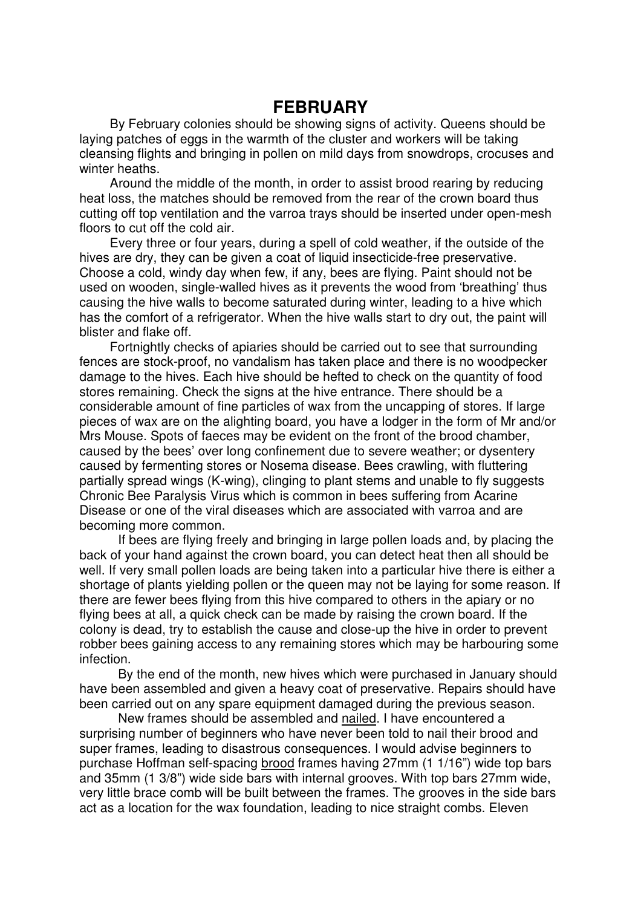# FEBRUARY

By February colonies should be showing signs of activity. Queens should be laying patches of eggs in the warmth of the cluster and workers will be taking cleansing flights and bringing in pollen on mild days from snowdrops, crocuses and winter heaths.

Around the middle of the month, in order to assist brood rearing by reducing heat loss, the matches should be removed from the rear of the crown board thus cutting off top ventilation and the varroa trays should be inserted under open-mesh floors to cut off the cold air.

Every three or four years, during a spell of cold weather, if the outside of the hives are dry, they can be given a coat of liquid insecticide-free preservative. Choose a cold, windy day when few, if any, bees are flying. Paint should not be used on wooden, single-walled hives as it prevents the wood from 'breathing' thus causing the hive walls to become saturated during winter, leading to a hive which has the comfort of a refrigerator. When the hive walls start to dry out, the paint will blister and flake off.

Fortnightly checks of apiaries should be carried out to see that surrounding fences are stock-proof, no vandalism has taken place and there is no woodpecker damage to the hives. Each hive should be hefted to check on the quantity of food stores remaining. Check the signs at the hive entrance. There should be a considerable amount of fine particles of wax from the uncapping of stores. If large pieces of wax are on the alighting board, you have a lodger in the form of Mr and/or Mrs Mouse. Spots of faeces may be evident on the front of the brood chamber, caused by the bees' over long confinement due to severe weather; or dysentery caused by fermenting stores or Nosema disease. Bees crawling, with fluttering partially spread wings (K-wing), clinging to plant stems and unable to fly suggests Chronic Bee Paralysis Virus which is common in bees suffering from Acarine Disease or one of the viral diseases which are associated with varroa and are becoming more common.

If bees are flying freely and bringing in large pollen loads and, by placing the back of your hand against the crown board, you can detect heat then all should be well. If very small pollen loads are being taken into a particular hive there is either a shortage of plants yielding pollen or the queen may not be laying for some reason. If there are fewer bees flying from this hive compared to others in the apiary or no flying bees at all, a quick check can be made by raising the crown board. If the colony is dead, try to establish the cause and close-up the hive in order to prevent robber bees gaining access to any remaining stores which may be harbouring some infection.

By the end of the month, new hives which were purchased in January should have been assembled and given a heavy coat of preservative. Repairs should have been carried out on any spare equipment damaged during the previous season.

New frames should be assembled and <u>nailed</u>. I have encountered a surprising number of beginners who have never been told to nail their brood and super frames, leading to disastrous consequences. I would advise beginners to purchase Hoffman self-spacing <u>brood</u> frames having 27mm (1 1/16") wide top bars and 35mm (1 3/8") wide side bars with internal grooves. With top bars 27mm wide, very little brace comb will be built between the frames. The grooves in the side bars act as a location for the wax foundation, leading to nice straight combs. Eleven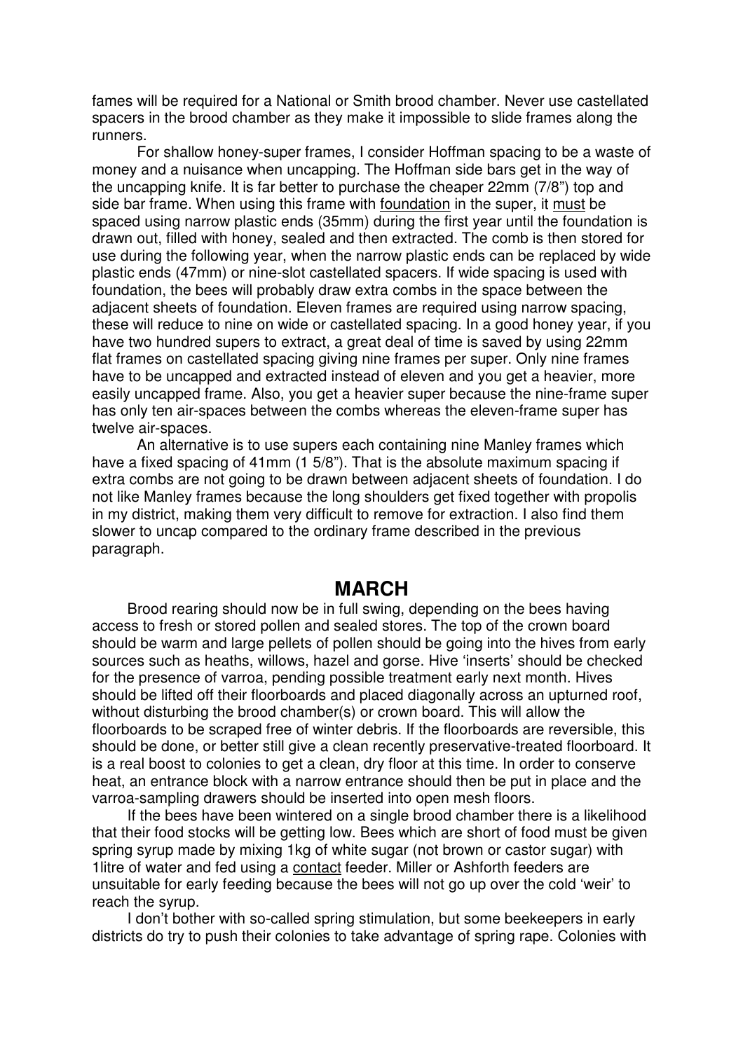fames will be required for a National or Smith brood chamber. Never use castellated spacers in the brood chamber as they make it impossible to slide frames along the runners.

For shallow honey-super frames, I consider Hoffman spacing to be a waste of money and a nuisance when uncapping. The Hoffman side bars get in the way of the uncapping knife. It is far better to purchase the cheaper 22mm (7/8") top and side bar frame. When using this frame with foundation in the super, it must be spaced using narrow plastic ends (35mm) during the first year until the foundation is drawn out, filled with honey, sealed and then extracted. The comb is then stored for use during the following year, when the narrow plastic ends can be replaced by wide plastic ends (47mm) or nine-slot castellated spacers. If wide spacing is used with foundation, the bees will probably draw extra combs in the space between the adjacent sheets of foundation. Eleven frames are required using narrow spacing, these will reduce to nine on wide or castellated spacing. In a good honey year, if you have two hundred supers to extract, a great deal of time is saved by using 22mm flat frames on castellated spacing giving nine frames per super. Only nine frames have to be uncapped and extracted instead of eleven and you get a heavier, more easily uncapped frame. Also, you get a heavier super because the nine-frame super has only ten air-spaces between the combs whereas the eleven-frame super has twelve air-spaces.

An alternative is to use supers each containing nine Manley frames which have a fixed spacing of 41mm (1 5/8"). That is the absolute maximum spacing if extra combs are not going to be drawn between adjacent sheets of foundation. I do not like Manley frames because the long shoulders get fixed together with propolis in my district, making them very difficult to remove for extraction. I also find them slower to uncap compared to the ordinary frame described in the previous paragraph.

## MARCH

Brood rearing should now be in full swing, depending on the bees having access to fresh or stored pollen and sealed stores. The top of the crown board should be warm and large pellets of pollen should be going into the hives from early sources such as heaths, willows, hazel and gorse. Hive 'inserts' should be checked for the presence of varroa, pending possible treatment early next month. Hives should be lifted off their floorboards and placed diagonally across an upturned roof, without disturbing the brood chamber(s) or crown board. This will allow the floorboards to be scraped free of winter debris. If the floorboards are reversible, this should be done, or better still give a clean recently preservative-treated floorboard. It is a real boost to colonies to get a clean, dry floor at this time. In order to conserve heat, an entrance block with a narrow entrance should then be put in place and the varroa-sampling drawers should be inserted into open mesh floors.

If the bees have been wintered on a single brood chamber there is a likelihood that their food stocks will be getting low. Bees which are short of food must be given spring syrup made by mixing 1kg of white sugar (not brown or castor sugar) with 1litre of water and fed using a contact feeder. Miller or Ashforth feeders are unsuitable for early feeding because the bees will not go up over the cold 'weir' to reach the syrup.

I don't bother with so-called spring stimulation, but some beekeepers in early districts do try to push their colonies to take advantage of spring rape. Colonies with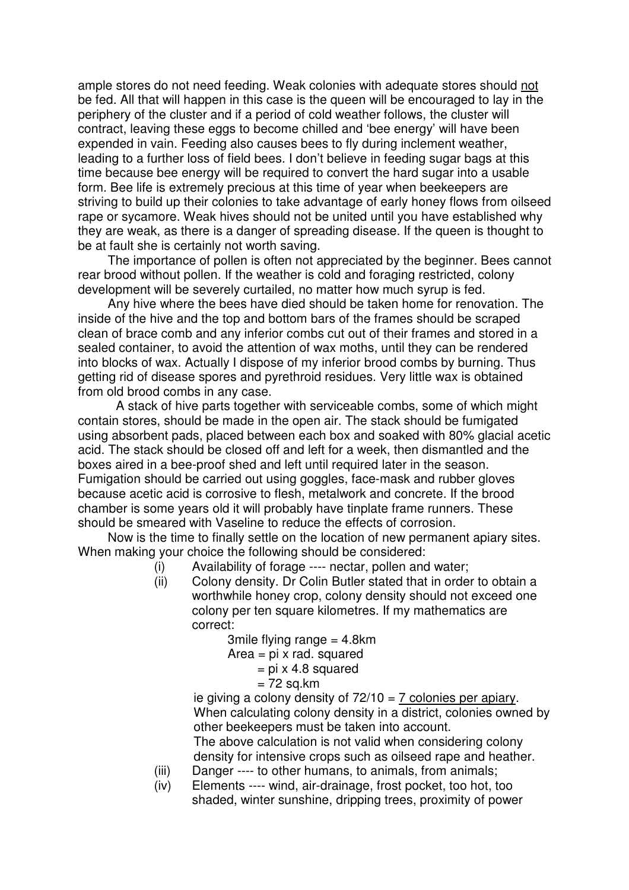ample stores do not need feeding. Weak colonies with adequate stores should not be fed. All that will happen in this case is the queen will be encouraged to lay in the periphery of the cluster and if a period of cold weather follows, the cluster will contract, leaving these eggs to become chilled and 'bee energy' will have been expended in vain. Feeding also causes bees to fly during inclement weather, leading to a further loss of field bees. I don't believe in feeding sugar bags at this time because bee energy will be required to convert the hard sugar into a usable form. Bee life is extremely precious at this time of year when beekeepers are striving to build up their colonies to take advantage of early honey flows from oilseed rape or sycamore. Weak hives should not be united until you have established why they are weak, as there is a danger of spreading disease. If the queen is thought to be at fault she is certainly not worth saving.

The importance of pollen is often not appreciated by the beginner. Bees cannot rear brood without pollen. If the weather is cold and foraging restricted, colony development will be severely curtailed, no matter how much syrup is fed.

Any hive where the bees have died should be taken home for renovation. The inside of the hive and the top and bottom bars of the frames should be scraped clean of brace comb and any inferior combs cut out of their frames and stored in a sealed container, to avoid the attention of wax moths, until they can be rendered into blocks of wax. Actually I dispose of my inferior brood combs by burning. Thus getting rid of disease spores and pyrethroid residues. Very little wax is obtained from old brood combs in any case.

A stack of hive parts together with serviceable combs, some of which might contain stores, should be made in the open air. The stack should be fumigated using absorbent pads, placed between each box and soaked with 80% glacial acetic acid. The stack should be closed off and left for a week, then dismantled and the boxes aired in a bee-proof shed and left until required later in the season. Fumigation should be carried out using goggles, face-mask and rubber gloves because acetic acid is corrosive to flesh, metalwork and concrete. If the brood chamber is some years old it will probably have tinplate frame runners. These should be smeared with Vaseline to reduce the effects of corrosion.

Now is the time to finally settle on the location of new permanent apiary sites. When making your choice the following should be considered:

(i) Availability of forage ---- nectar, pollen and water;

(ii) Colony density. Dr Colin Butler stated that in order to obtain a worthwhile honey crop, colony density should not exceed one colony per ten square kilometres. If my mathematics are correct:

  3mile flying range = 4.8km
  Area = pi x rad. squared
  = pi x 4.8 squared
  = 72 sq.km

  ie giving a colony density of 72/10 = <u>7 colonies per apiary</u>.
  When calculating colony density in a district, colonies owned by other beekeepers must be taken into account.
  The above calculation is not valid when considering colony density for intensive crops such as oilseed rape and heather.

(iii) Danger ---- to other humans, to animals, from animals;

(iv) Elements ---- wind, air-drainage, frost pocket, too hot, too shaded, winter sunshine, dripping trees, proximity of power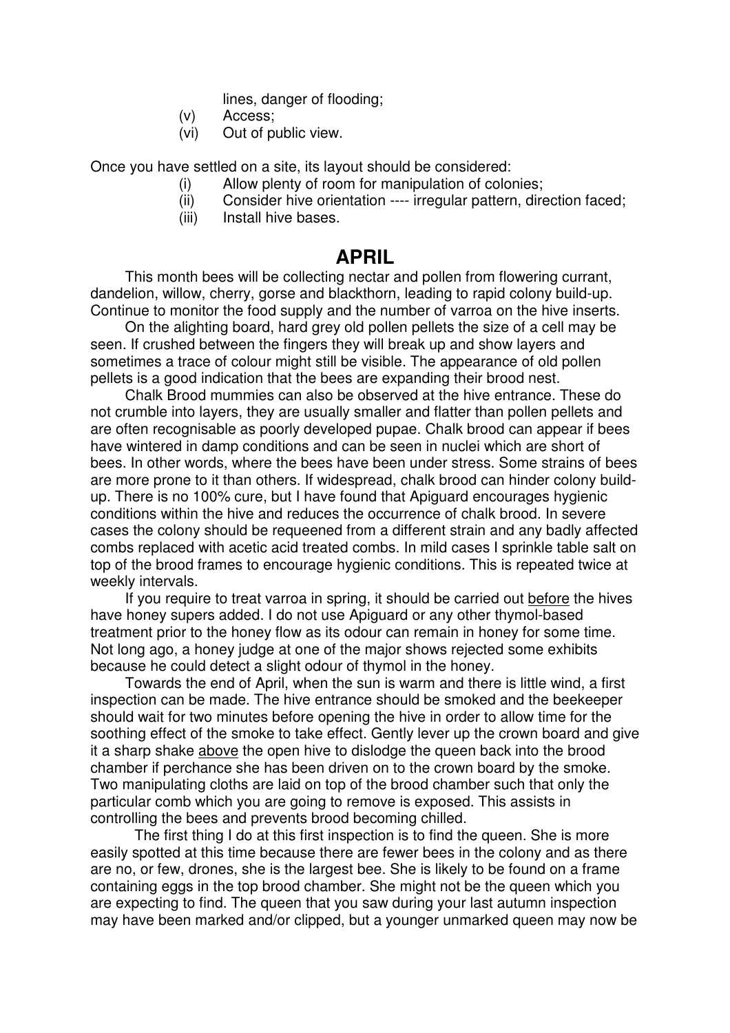lines, danger of flooding;

(v) Access;

(vi) Out of public view.

Once you have settled on a site, its layout should be considered:

(i) Allow plenty of room for manipulation of colonies;

(ii) Consider hive orientation ---- irregular pattern, direction faced;

(iii) Install hive bases.

## APRIL

This month bees will be collecting nectar and pollen from flowering currant, dandelion, willow, cherry, gorse and blackthorn, leading to rapid colony build-up. Continue to monitor the food supply and the number of varroa on the hive inserts.

On the alighting board, hard grey old pollen pellets the size of a cell may be seen. If crushed between the fingers they will break up and show layers and sometimes a trace of colour might still be visible. The appearance of old pollen pellets is a good indication that the bees are expanding their brood nest.

Chalk Brood mummies can also be observed at the hive entrance. These do not crumble into layers, they are usually smaller and flatter than pollen pellets and are often recognisable as poorly developed pupae. Chalk brood can appear if bees have wintered in damp conditions and can be seen in nuclei which are short of bees. In other words, where the bees have been under stress. Some strains of bees are more prone to it than others. If widespread, chalk brood can hinder colony build-up. There is no 100% cure, but I have found that Apiguard encourages hygienic conditions within the hive and reduces the occurrence of chalk brood. In severe cases the colony should be requeened from a different strain and any badly affected combs replaced with acetic acid treated combs. In mild cases I sprinkle table salt on top of the brood frames to encourage hygienic conditions. This is repeated twice at weekly intervals.

If you require to treat varroa in spring, it should be carried out <u>before</u> the hives have honey supers added. I do not use Apiguard or any other thymol-based treatment prior to the honey flow as its odour can remain in honey for some time. Not long ago, a honey judge at one of the major shows rejected some exhibits because he could detect a slight odour of thymol in the honey.

Towards the end of April, when the sun is warm and there is little wind, a first inspection can be made. The hive entrance should be smoked and the beekeeper should wait for two minutes before opening the hive in order to allow time for the soothing effect of the smoke to take effect. Gently lever up the crown board and give it a sharp shake <u>above</u> the open hive to dislodge the queen back into the brood chamber if perchance she has been driven on to the crown board by the smoke. Two manipulating cloths are laid on top of the brood chamber such that only the particular comb which you are going to remove is exposed. This assists in controlling the bees and prevents brood becoming chilled.

The first thing I do at this first inspection is to find the queen. She is more easily spotted at this time because there are fewer bees in the colony and as there are no, or few, drones, she is the largest bee. She is likely to be found on a frame containing eggs in the top brood chamber. She might not be the queen which you are expecting to find. The queen that you saw during your last autumn inspection may have been marked and/or clipped, but a younger unmarked queen may now be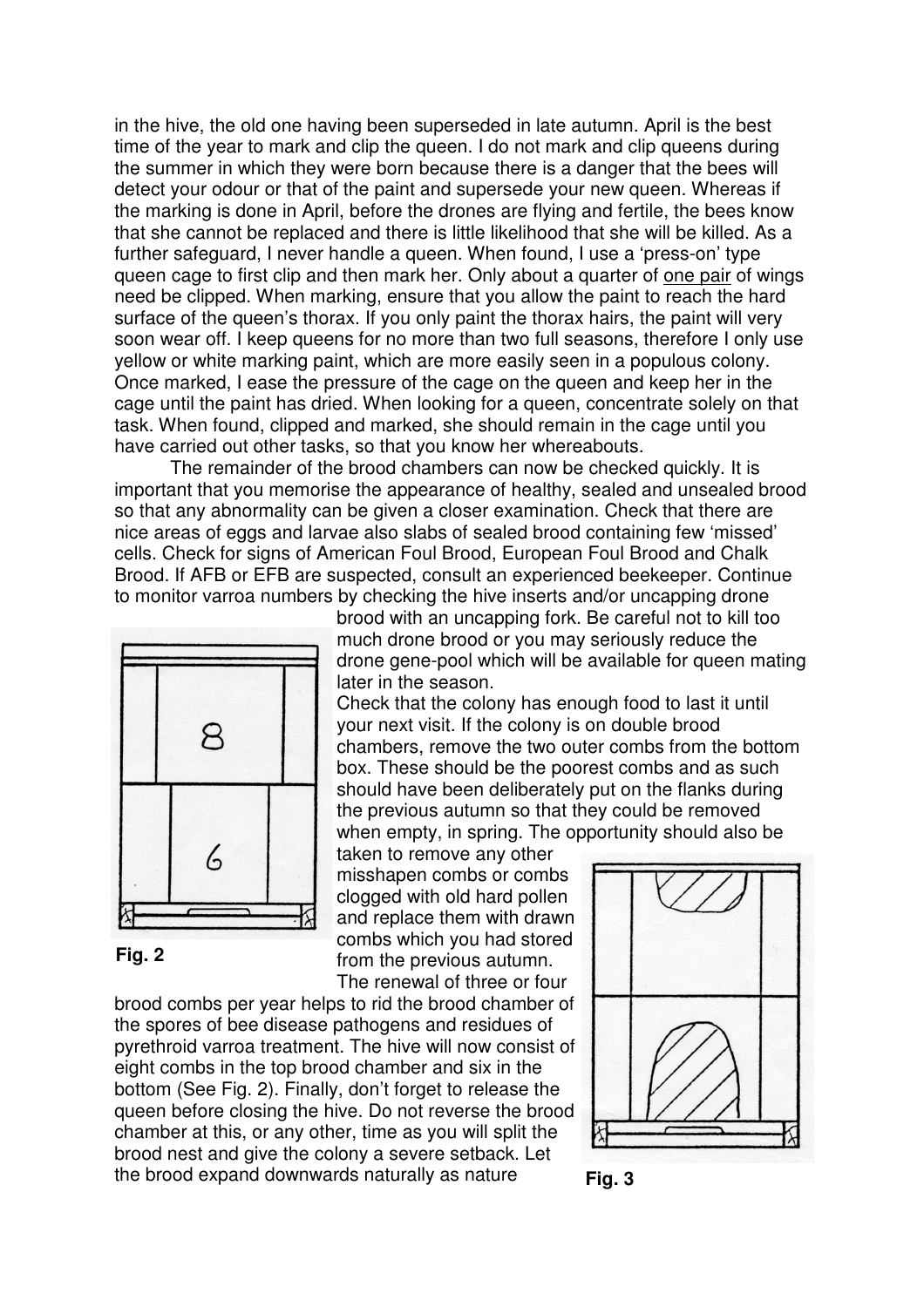in the hive, the old one having been superseded in late autumn. April is the best time of the year to mark and clip the queen. I do not mark and clip queens during the summer in which they were born because there is a danger that the bees will detect your odour or that of the paint and supersede your new queen. Whereas if the marking is done in April, before the drones are flying and fertile, the bees know that she cannot be replaced and there is little likelihood that she will be killed. As a further safeguard, I never handle a queen. When found, I use a 'press-on' type queen cage to first clip and then mark her. Only about a quarter of one pair of wings need be clipped. When marking, ensure that you allow the paint to reach the hard surface of the queen's thorax. If you only paint the thorax hairs, the paint will very soon wear off. I keep queens for no more than two full seasons, therefore I only use yellow or white marking paint, which are more easily seen in a populous colony. Once marked, I ease the pressure of the cage on the queen and keep her in the cage until the paint has dried. When looking for a queen, concentrate solely on that task. When found, clipped and marked, she should remain in the cage until you have carried out other tasks, so that you know her whereabouts.

The remainder of the brood chambers can now be checked quickly. It is important that you memorise the appearance of healthy, sealed and unsealed brood so that any abnormality can be given a closer examination. Check that there are nice areas of eggs and larvae also slabs of sealed brood containing few 'missed' cells. Check for signs of American Foul Brood, European Foul Brood and Chalk Brood. If AFB or EFB are suspected, consult an experienced beekeeper. Continue to monitor varroa numbers by checking the hive inserts and/or uncapping drone brood with an uncapping fork. Be careful not to kill too much drone brood or you may seriously reduce the drone gene-pool which will be available for queen mating later in the season.

Check that the colony has enough food to last it until your next visit. If the colony is on double brood chambers, remove the two outer combs from the bottom box. These should be the poorest combs and as such should have been deliberately put on the flanks during the previous autumn so that they could be removed when empty, in spring. The opportunity should also be taken to remove any other misshapen combs or combs clogged with old hard pollen and replace them with drawn combs which you had stored from the previous autumn. The renewal of three or four brood combs per year helps to rid the brood chamber of the spores of bee disease pathogens and residues of pyrethroid varroa treatment. The hive will now consist of eight combs in the top brood chamber and six in the bottom (See Fig. 2). Finally, don't forget to release the queen before closing the hive. Do not reverse the brood chamber at this, or any other, time as you will split the brood nest and give the colony a severe setback. Let the brood expand downwards naturally as nature

**Fig. 2**

**Fig. 3**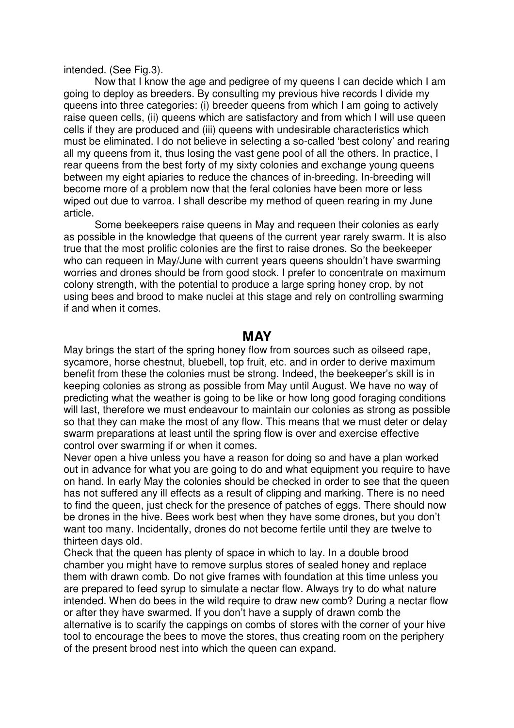intended. (See Fig.3).

Now that I know the age and pedigree of my queens I can decide which I am going to deploy as breeders. By consulting my previous hive records I divide my queens into three categories: (i) breeder queens from which I am going to actively raise queen cells, (ii) queens which are satisfactory and from which I will use queen cells if they are produced and (iii) queens with undesirable characteristics which must be eliminated. I do not believe in selecting a so-called 'best colony' and rearing all my queens from it, thus losing the vast gene pool of all the others. In practice, I rear queens from the best forty of my sixty colonies and exchange young queens between my eight apiaries to reduce the chances of in-breeding. In-breeding will become more of a problem now that the feral colonies have been more or less wiped out due to varroa. I shall describe my method of queen rearing in my June article.

Some beekeepers raise queens in May and requeen their colonies as early as possible in the knowledge that queens of the current year rarely swarm. It is also true that the most prolific colonies are the first to raise drones. So the beekeeper who can requeen in May/June with current years queens shouldn't have swarming worries and drones should be from good stock. I prefer to concentrate on maximum colony strength, with the potential to produce a large spring honey crop, by not using bees and brood to make nuclei at this stage and rely on controlling swarming if and when it comes.

## MAY

May brings the start of the spring honey flow from sources such as oilseed rape, sycamore, horse chestnut, bluebell, top fruit, etc. and in order to derive maximum benefit from these the colonies must be strong. Indeed, the beekeeper's skill is in keeping colonies as strong as possible from May until August. We have no way of predicting what the weather is going to be like or how long good foraging conditions will last, therefore we must endeavour to maintain our colonies as strong as possible so that they can make the most of any flow. This means that we must deter or delay swarm preparations at least until the spring flow is over and exercise effective control over swarming if or when it comes.

Never open a hive unless you have a reason for doing so and have a plan worked out in advance for what you are going to do and what equipment you require to have on hand. In early May the colonies should be checked in order to see that the queen has not suffered any ill effects as a result of clipping and marking. There is no need to find the queen, just check for the presence of patches of eggs. There should now be drones in the hive. Bees work best when they have some drones, but you don't want too many. Incidentally, drones do not become fertile until they are twelve to thirteen days old.

Check that the queen has plenty of space in which to lay. In a double brood chamber you might have to remove surplus stores of sealed honey and replace them with drawn comb. Do not give frames with foundation at this time unless you are prepared to feed syrup to simulate a nectar flow. Always try to do what nature intended. When do bees in the wild require to draw new comb? During a nectar flow or after they have swarmed. If you don't have a supply of drawn comb the alternative is to scarify the cappings on combs of stores with the corner of your hive tool to encourage the bees to move the stores, thus creating room on the periphery of the present brood nest into which the queen can expand.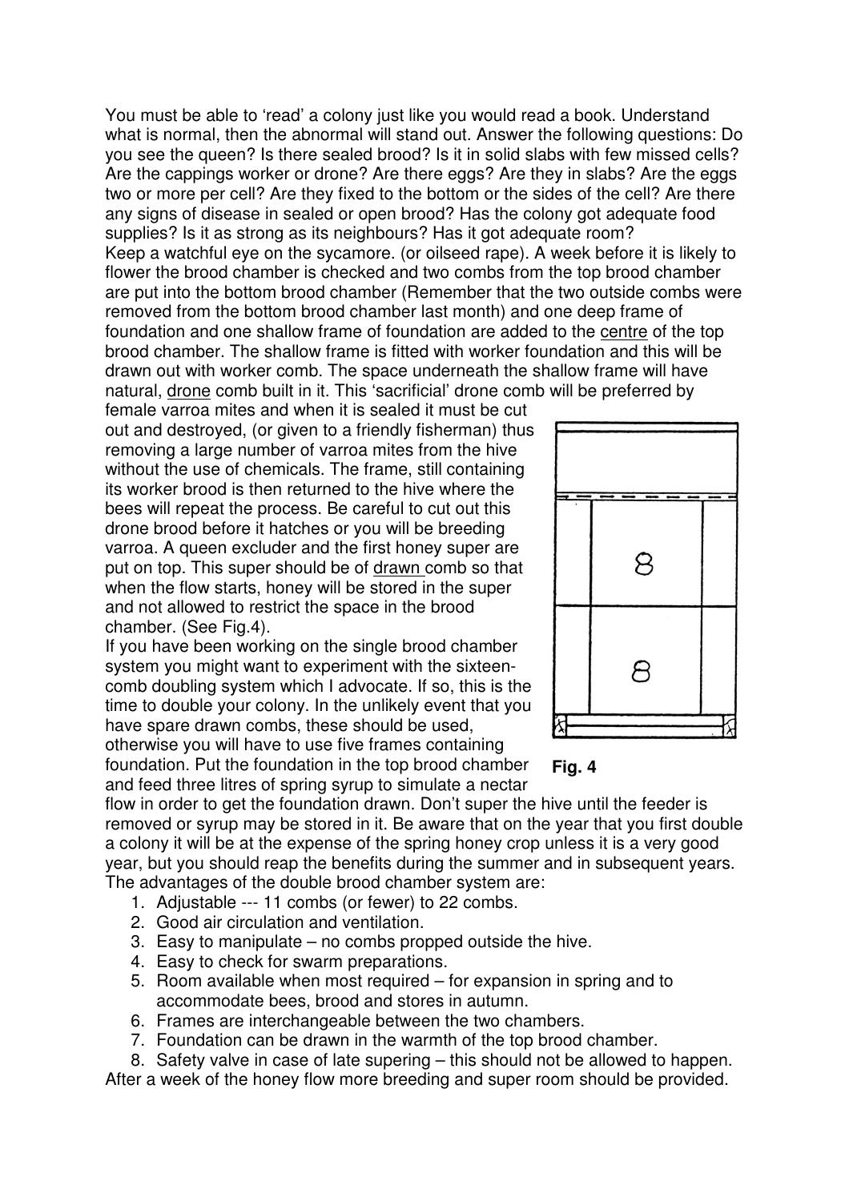You must be able to 'read' a colony just like you would read a book. Understand what is normal, then the abnormal will stand out. Answer the following questions: Do you see the queen? Is there sealed brood? Is it in solid slabs with few missed cells? Are the cappings worker or drone? Are there eggs? Are they in slabs? Are the eggs two or more per cell? Are they fixed to the bottom or the sides of the cell? Are there any signs of disease in sealed or open brood? Has the colony got adequate food supplies? Is it as strong as its neighbours? Has it got adequate room?

Keep a watchful eye on the sycamore. (or oilseed rape). A week before it is likely to flower the brood chamber is checked and two combs from the top brood chamber are put into the bottom brood chamber (Remember that the two outside combs were removed from the bottom brood chamber last month) and one deep frame of foundation and one shallow frame of foundation are added to the centre of the top brood chamber. The shallow frame is fitted with worker foundation and this will be drawn out with worker comb. The space underneath the shallow frame will have natural, drone comb built in it. This 'sacrificial' drone comb will be preferred by female varroa mites and when it is sealed it must be cut out and destroyed, (or given to a friendly fisherman) thus removing a large number of varroa mites from the hive without the use of chemicals. The frame, still containing its worker brood is then returned to the hive where the bees will repeat the process. Be careful to cut out this drone brood before it hatches or you will be breeding varroa. A queen excluder and the first honey super are put on top. This super should be of drawn comb so that when the flow starts, honey will be stored in the super and not allowed to restrict the space in the brood chamber. (See Fig.4).

8

8

**Fig. 4**

If you have been working on the single brood chamber system you might want to experiment with the sixteen-comb doubling system which I advocate. If so, this is the time to double your colony. In the unlikely event that you have spare drawn combs, these should be used, otherwise you will have to use five frames containing foundation. Put the foundation in the top brood chamber and feed three litres of spring syrup to simulate a nectar flow in order to get the foundation drawn. Don't super the hive until the feeder is removed or syrup may be stored in it. Be aware that on the year that you first double a colony it will be at the expense of the spring honey crop unless it is a very good year, but you should reap the benefits during the summer and in subsequent years.

The advantages of the double brood chamber system are:

1. Adjustable --- 11 combs (or fewer) to 22 combs.
2. Good air circulation and ventilation.
3. Easy to manipulate – no combs propped outside the hive.
4. Easy to check for swarm preparations.
5. Room available when most required – for expansion in spring and to accommodate bees, brood and stores in autumn.
6. Frames are interchangeable between the two chambers.
7. Foundation can be drawn in the warmth of the top brood chamber.
8. Safety valve in case of late supering – this should not be allowed to happen.

After a week of the honey flow more breeding and super room should be provided.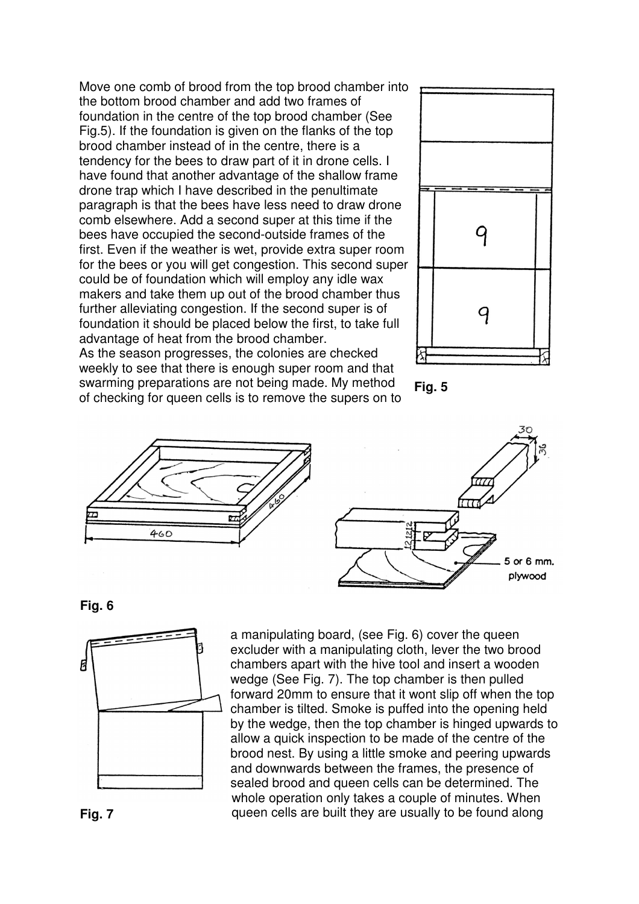Move one comb of brood from the top brood chamber into the bottom brood chamber and add two frames of foundation in the centre of the top brood chamber (See Fig.5). If the foundation is given on the flanks of the top brood chamber instead of in the centre, there is a tendency for the bees to draw part of it in drone cells. I have found that another advantage of the shallow frame drone trap which I have described in the penultimate paragraph is that the bees have less need to draw drone comb elsewhere. Add a second super at this time if the bees have occupied the second-outside frames of the first. Even if the weather is wet, provide extra super room for the bees or you will get congestion. This second super could be of foundation which will employ any idle wax makers and take them up out of the brood chamber thus further alleviating congestion. If the second super is of foundation it should be placed below the first, to take full advantage of heat from the brood chamber.

As the season progresses, the colonies are checked weekly to see that there is enough super room and that swarming preparations are not being made. My method of checking for queen cells is to remove the supers on to a manipulating board, (see Fig. 6) cover the queen excluder with a manipulating cloth, lever the two brood chambers apart with the hive tool and insert a wooden wedge (See Fig. 7). The top chamber is then pulled forward 20mm to ensure that it wont slip off when the top chamber is tilted. Smoke is puffed into the opening held by the wedge, then the top chamber is hinged upwards to allow a quick inspection to be made of the centre of the brood nest. By using a little smoke and peering upwards and downwards between the frames, the presence of sealed brood and queen cells can be determined. The whole operation only takes a couple of minutes. When queen cells are built they are usually to be found along

**Fig. 5**

**Fig. 6**

**Fig. 7**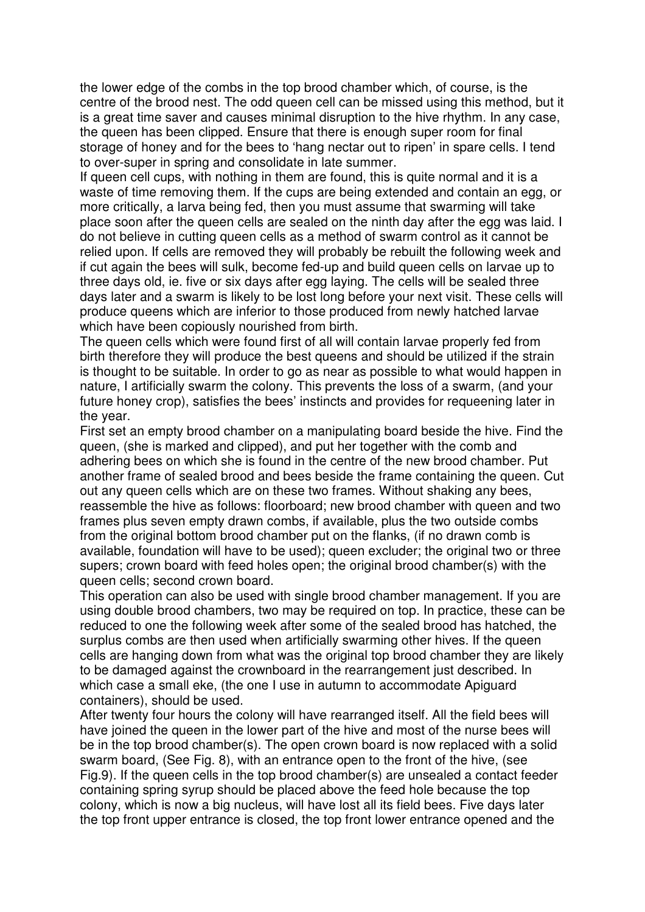the lower edge of the combs in the top brood chamber which, of course, is the centre of the brood nest. The odd queen cell can be missed using this method, but it is a great time saver and causes minimal disruption to the hive rhythm. In any case, the queen has been clipped. Ensure that there is enough super room for final storage of honey and for the bees to 'hang nectar out to ripen' in spare cells. I tend to over-super in spring and consolidate in late summer.

If queen cell cups, with nothing in them are found, this is quite normal and it is a waste of time removing them. If the cups are being extended and contain an egg, or more critically, a larva being fed, then you must assume that swarming will take place soon after the queen cells are sealed on the ninth day after the egg was laid. I do not believe in cutting queen cells as a method of swarm control as it cannot be relied upon. If cells are removed they will probably be rebuilt the following week and if cut again the bees will sulk, become fed-up and build queen cells on larvae up to three days old, ie. five or six days after egg laying. The cells will be sealed three days later and a swarm is likely to be lost long before your next visit. These cells will produce queens which are inferior to those produced from newly hatched larvae which have been copiously nourished from birth.

The queen cells which were found first of all will contain larvae properly fed from birth therefore they will produce the best queens and should be utilized if the strain is thought to be suitable. In order to go as near as possible to what would happen in nature, I artificially swarm the colony. This prevents the loss of a swarm, (and your future honey crop), satisfies the bees' instincts and provides for requeening later in the year.

First set an empty brood chamber on a manipulating board beside the hive. Find the queen, (she is marked and clipped), and put her together with the comb and adhering bees on which she is found in the centre of the new brood chamber. Put another frame of sealed brood and bees beside the frame containing the queen. Cut out any queen cells which are on these two frames. Without shaking any bees, reassemble the hive as follows: floorboard; new brood chamber with queen and two frames plus seven empty drawn combs, if available, plus the two outside combs from the original bottom brood chamber put on the flanks, (if no drawn comb is available, foundation will have to be used); queen excluder; the original two or three supers; crown board with feed holes open; the original brood chamber(s) with the queen cells; second crown board.

This operation can also be used with single brood chamber management. If you are using double brood chambers, two may be required on top. In practice, these can be reduced to one the following week after some of the sealed brood has hatched, the surplus combs are then used when artificially swarming other hives. If the queen cells are hanging down from what was the original top brood chamber they are likely to be damaged against the crownboard in the rearrangement just described. In which case a small eke, (the one I use in autumn to accommodate Apiguard containers), should be used.

After twenty four hours the colony will have rearranged itself. All the field bees will have joined the queen in the lower part of the hive and most of the nurse bees will be in the top brood chamber(s). The open crown board is now replaced with a solid swarm board, (See Fig. 8), with an entrance open to the front of the hive, (see Fig.9). If the queen cells in the top brood chamber(s) are unsealed a contact feeder containing spring syrup should be placed above the feed hole because the top colony, which is now a big nucleus, will have lost all its field bees. Five days later the top front upper entrance is closed, the top front lower entrance opened and the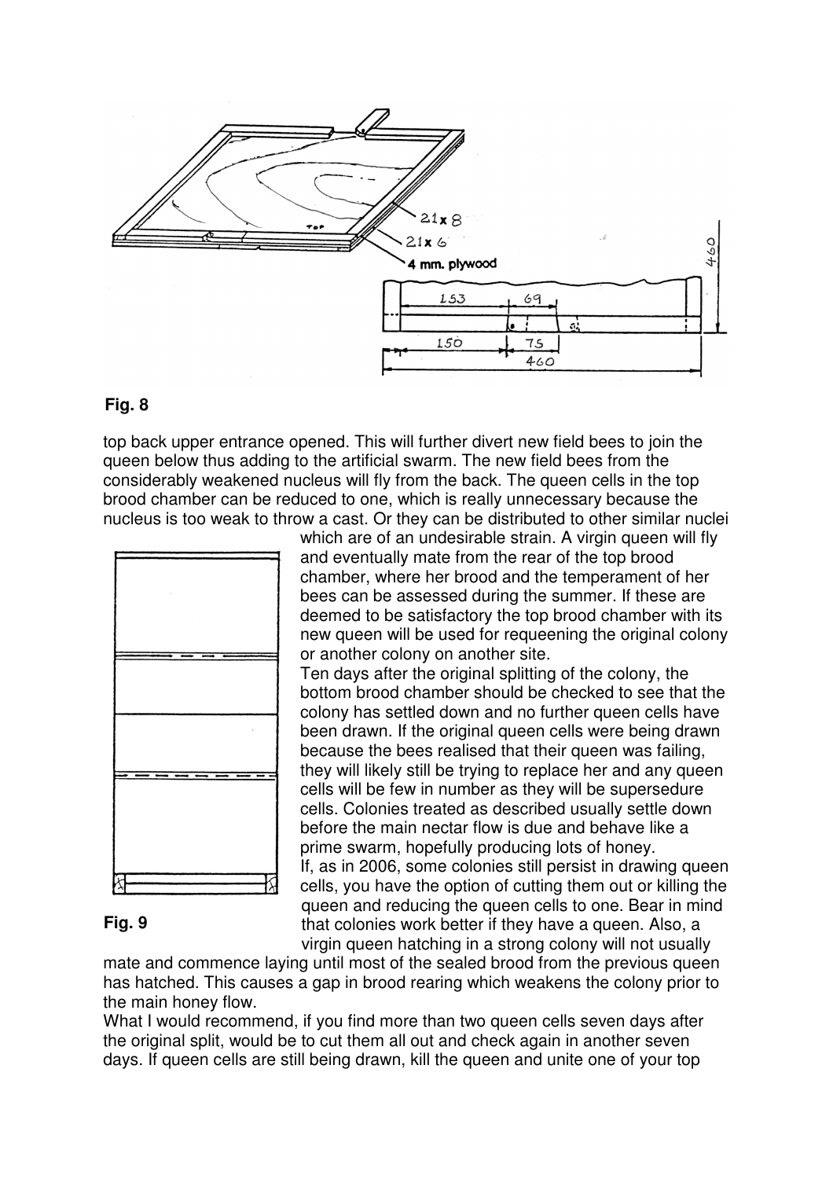Fig. 8

top back upper entrance opened. This will further divert new field bees to join the queen below thus adding to the artificial swarm. The new field bees from the considerably weakened nucleus will fly from the back. The queen cells in the top brood chamber can be reduced to one, which is really unnecessary because the nucleus is too weak to throw a cast. Or they can be distributed to other similar nuclei which are of an undesirable strain. A virgin queen will fly and eventually mate from the rear of the top brood chamber, where her brood and the temperament of her bees can be assessed during the summer. If these are deemed to be satisfactory the top brood chamber with its new queen will be used for requeening the original colony or another colony on another site.

Ten days after the original splitting of the colony, the bottom brood chamber should be checked to see that the colony has settled down and no further queen cells have been drawn. If the original queen cells were being drawn because the bees realised that their queen was failing, they will likely still be trying to replace her and any queen cells will be few in number as they will be supersedure cells. Colonies treated as described usually settle down before the main nectar flow is due and behave like a prime swarm, hopefully producing lots of honey.

If, as in 2006, some colonies still persist in drawing queen cells, you have the option of cutting them out or killing the queen and reducing the queen cells to one. Bear in mind that colonies work better if they have a queen. Also, a virgin queen hatching in a strong colony will not usually mate and commence laying until most of the sealed brood from the previous queen has hatched. This causes a gap in brood rearing which weakens the colony prior to the main honey flow.

Fig. 9

What I would recommend, if you find more than two queen cells seven days after the original split, would be to cut them all out and check again in another seven days. If queen cells are still being drawn, kill the queen and unite one of your top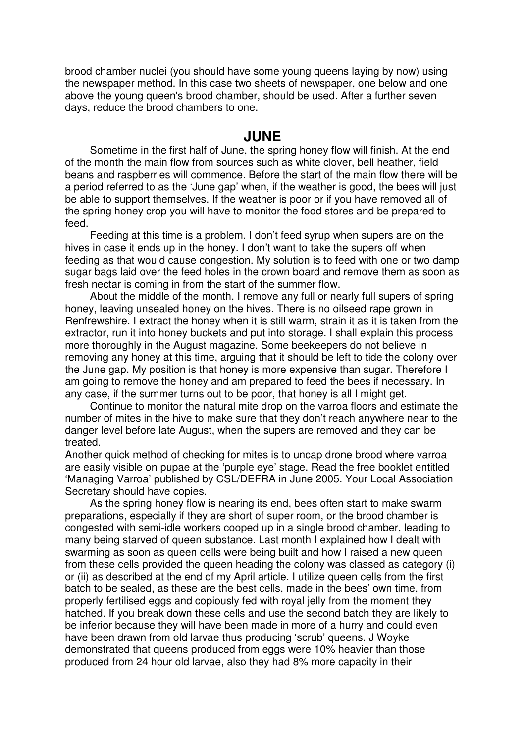brood chamber nuclei (you should have some young queens laying by now) using the newspaper method. In this case two sheets of newspaper, one below and one above the young queen's brood chamber, should be used. After a further seven days, reduce the brood chambers to one.

## JUNE

Sometime in the first half of June, the spring honey flow will finish. At the end of the month the main flow from sources such as white clover, bell heather, field beans and raspberries will commence. Before the start of the main flow there will be a period referred to as the 'June gap' when, if the weather is good, the bees will just be able to support themselves. If the weather is poor or if you have removed all of the spring honey crop you will have to monitor the food stores and be prepared to feed.

Feeding at this time is a problem. I don't feed syrup when supers are on the hives in case it ends up in the honey. I don't want to take the supers off when feeding as that would cause congestion. My solution is to feed with one or two damp sugar bags laid over the feed holes in the crown board and remove them as soon as fresh nectar is coming in from the start of the summer flow.

About the middle of the month, I remove any full or nearly full supers of spring honey, leaving unsealed honey on the hives. There is no oilseed rape grown in Renfrewshire. I extract the honey when it is still warm, strain it as it is taken from the extractor, run it into honey buckets and put into storage. I shall explain this process more thoroughly in the August magazine. Some beekeepers do not believe in removing any honey at this time, arguing that it should be left to tide the colony over the June gap. My position is that honey is more expensive than sugar. Therefore I am going to remove the honey and am prepared to feed the bees if necessary. In any case, if the summer turns out to be poor, that honey is all I might get.

Continue to monitor the natural mite drop on the varroa floors and estimate the number of mites in the hive to make sure that they don't reach anywhere near to the danger level before late August, when the supers are removed and they can be treated.

Another quick method of checking for mites is to uncap drone brood where varroa are easily visible on pupae at the 'purple eye' stage. Read the free booklet entitled 'Managing Varroa' published by CSL/DEFRA in June 2005. Your Local Association Secretary should have copies.

As the spring honey flow is nearing its end, bees often start to make swarm preparations, especially if they are short of super room, or the brood chamber is congested with semi-idle workers cooped up in a single brood chamber, leading to many being starved of queen substance. Last month I explained how I dealt with swarming as soon as queen cells were being built and how I raised a new queen from these cells provided the queen heading the colony was classed as category (i) or (ii) as described at the end of my April article. I utilize queen cells from the first batch to be sealed, as these are the best cells, made in the bees' own time, from properly fertilised eggs and copiously fed with royal jelly from the moment they hatched. If you break down these cells and use the second batch they are likely to be inferior because they will have been made in more of a hurry and could even have been drawn from old larvae thus producing 'scrub' queens. J Woyke demonstrated that queens produced from eggs were 10% heavier than those produced from 24 hour old larvae, also they had 8% more capacity in their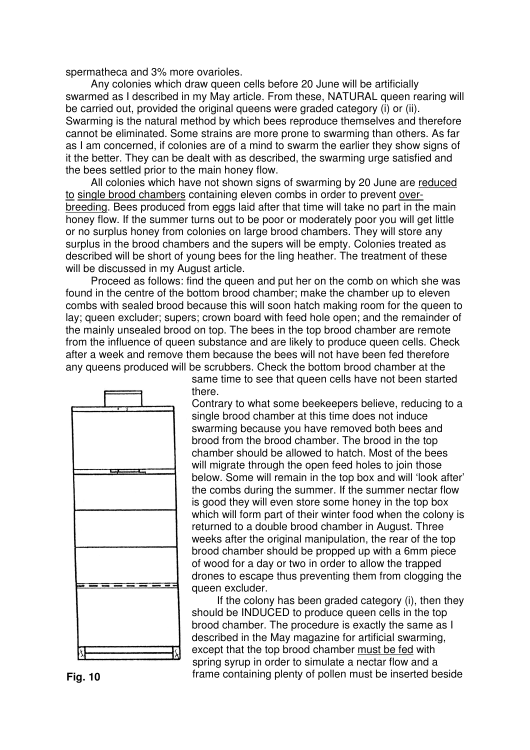spermatheca and 3% more ovarioles.

Any colonies which draw queen cells before 20 June will be artificially swarmed as I described in my May article. From these, NATURAL queen rearing will be carried out, provided the original queens were graded category (i) or (ii). Swarming is the natural method by which bees reproduce themselves and therefore cannot be eliminated. Some strains are more prone to swarming than others. As far as I am concerned, if colonies are of a mind to swarm the earlier they show signs of it the better. They can be dealt with as described, the swarming urge satisfied and the bees settled prior to the main honey flow.

All colonies which have not shown signs of swarming by 20 June are reduced to single brood chambers containing eleven combs in order to prevent over-breeding. Bees produced from eggs laid after that time will take no part in the main honey flow. If the summer turns out to be poor or moderately poor you will get little or no surplus honey from colonies on large brood chambers. They will store any surplus in the brood chambers and the supers will be empty. Colonies treated as described will be short of young bees for the ling heather. The treatment of these will be discussed in my August article.

Proceed as follows: find the queen and put her on the comb on which she was found in the centre of the bottom brood chamber; make the chamber up to eleven combs with sealed brood because this will soon hatch making room for the queen to lay; queen excluder; supers; crown board with feed hole open; and the remainder of the mainly unsealed brood on top. The bees in the top brood chamber are remote from the influence of queen substance and are likely to produce queen cells. Check after a week and remove them because the bees will not have been fed therefore any queens produced will be scrubbers. Check the bottom brood chamber at the same time to see that queen cells have not been started there.

Contrary to what some beekeepers believe, reducing to a single brood chamber at this time does not induce swarming because you have removed both bees and brood from the brood chamber. The brood in the top chamber should be allowed to hatch. Most of the bees will migrate through the open feed holes to join those below. Some will remain in the top box and will 'look after' the combs during the summer. If the summer nectar flow is good they will even store some honey in the top box which will form part of their winter food when the colony is returned to a double brood chamber in August. Three weeks after the original manipulation, the rear of the top brood chamber should be propped up with a 6mm piece of wood for a day or two in order to allow the trapped drones to escape thus preventing them from clogging the queen excluder.

If the colony has been graded category (i), then they should be INDUCED to produce queen cells in the top brood chamber. The procedure is exactly the same as I described in the May magazine for artificial swarming, except that the top brood chamber must be fed with spring syrup in order to simulate a nectar flow and a frame containing plenty of pollen must be inserted beside

**Fig. 10**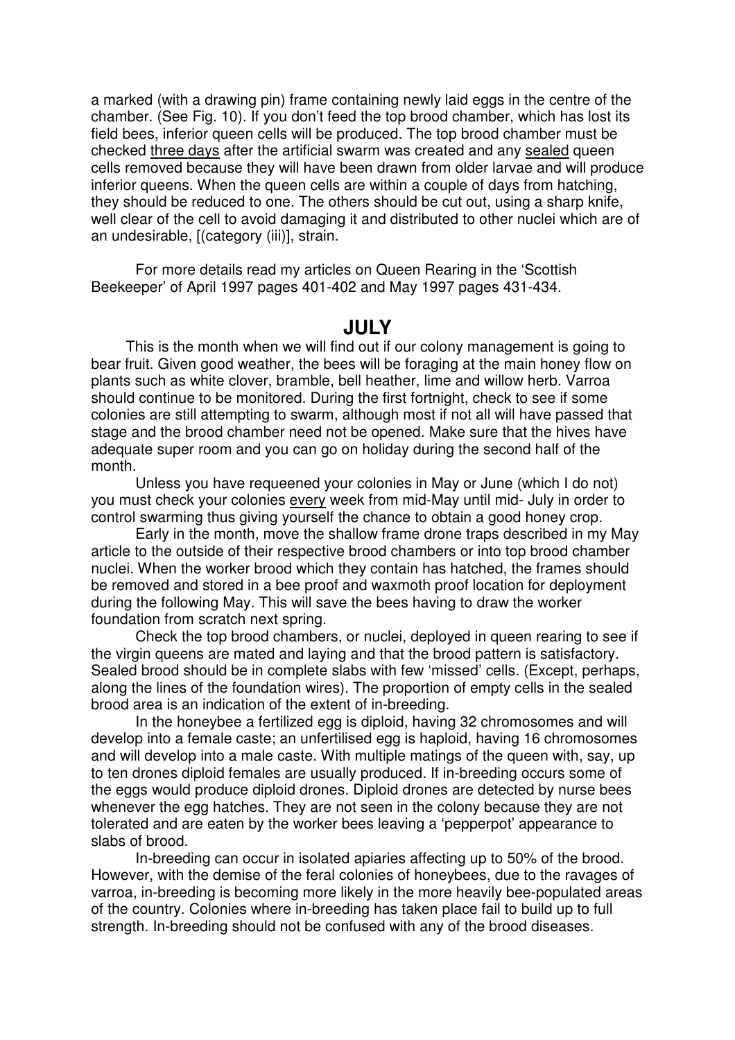a marked (with a drawing pin) frame containing newly laid eggs in the centre of the chamber. (See Fig. 10). If you don't feed the top brood chamber, which has lost its field bees, inferior queen cells will be produced. The top brood chamber must be checked <u>three days</u> after the artificial swarm was created and any <u>sealed</u> queen cells removed because they will have been drawn from older larvae and will produce inferior queens. When the queen cells are within a couple of days from hatching, they should be reduced to one. The others should be cut out, using a sharp knife, well clear of the cell to avoid damaging it and distributed to other nuclei which are of an undesirable, [(category (iii)], strain.

For more details read my articles on Queen Rearing in the 'Scottish Beekeeper' of April 1997 pages 401-402 and May 1997 pages 431-434.

## JULY

This is the month when we will find out if our colony management is going to bear fruit. Given good weather, the bees will be foraging at the main honey flow on plants such as white clover, bramble, bell heather, lime and willow herb. Varroa should continue to be monitored. During the first fortnight, check to see if some colonies are still attempting to swarm, although most if not all will have passed that stage and the brood chamber need not be opened. Make sure that the hives have adequate super room and you can go on holiday during the second half of the month.

Unless you have requeened your colonies in May or June (which I do not) you must check your colonies <u>every</u> week from mid-May until mid- July in order to control swarming thus giving yourself the chance to obtain a good honey crop.

Early in the month, move the shallow frame drone traps described in my May article to the outside of their respective brood chambers or into top brood chamber nuclei. When the worker brood which they contain has hatched, the frames should be removed and stored in a bee proof and waxmoth proof location for deployment during the following May. This will save the bees having to draw the worker foundation from scratch next spring.

Check the top brood chambers, or nuclei, deployed in queen rearing to see if the virgin queens are mated and laying and that the brood pattern is satisfactory. Sealed brood should be in complete slabs with few 'missed' cells. (Except, perhaps, along the lines of the foundation wires). The proportion of empty cells in the sealed brood area is an indication of the extent of in-breeding.

In the honeybee a fertilized egg is diploid, having 32 chromosomes and will develop into a female caste; an unfertilised egg is haploid, having 16 chromosomes and will develop into a male caste. With multiple matings of the queen with, say, up to ten drones diploid females are usually produced. If in-breeding occurs some of the eggs would produce diploid drones. Diploid drones are detected by nurse bees whenever the egg hatches. They are not seen in the colony because they are not tolerated and are eaten by the worker bees leaving a 'pepperpot' appearance to slabs of brood.

In-breeding can occur in isolated apiaries affecting up to 50% of the brood. However, with the demise of the feral colonies of honeybees, due to the ravages of varroa, in-breeding is becoming more likely in the more heavily bee-populated areas of the country. Colonies where in-breeding has taken place fail to build up to full strength. In-breeding should not be confused with any of the brood diseases.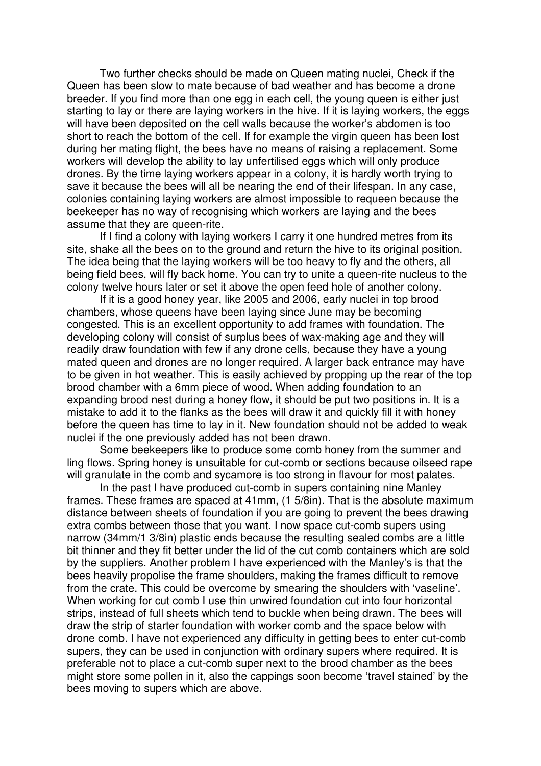Two further checks should be made on Queen mating nuclei, Check if the Queen has been slow to mate because of bad weather and has become a drone breeder. If you find more than one egg in each cell, the young queen is either just starting to lay or there are laying workers in the hive. If it is laying workers, the eggs will have been deposited on the cell walls because the worker's abdomen is too short to reach the bottom of the cell. If for example the virgin queen has been lost during her mating flight, the bees have no means of raising a replacement. Some workers will develop the ability to lay unfertilised eggs which will only produce drones. By the time laying workers appear in a colony, it is hardly worth trying to save it because the bees will all be nearing the end of their lifespan. In any case, colonies containing laying workers are almost impossible to requeen because the beekeeper has no way of recognising which workers are laying and the bees assume that they are queen-rite.

If I find a colony with laying workers I carry it one hundred metres from its site, shake all the bees on to the ground and return the hive to its original position. The idea being that the laying workers will be too heavy to fly and the others, all being field bees, will fly back home. You can try to unite a queen-rite nucleus to the colony twelve hours later or set it above the open feed hole of another colony.

If it is a good honey year, like 2005 and 2006, early nuclei in top brood chambers, whose queens have been laying since June may be becoming congested. This is an excellent opportunity to add frames with foundation. The developing colony will consist of surplus bees of wax-making age and they will readily draw foundation with few if any drone cells, because they have a young mated queen and drones are no longer required. A larger back entrance may have to be given in hot weather. This is easily achieved by propping up the rear of the top brood chamber with a 6mm piece of wood. When adding foundation to an expanding brood nest during a honey flow, it should be put two positions in. It is a mistake to add it to the flanks as the bees will draw it and quickly fill it with honey before the queen has time to lay in it. New foundation should not be added to weak nuclei if the one previously added has not been drawn.

Some beekeepers like to produce some comb honey from the summer and ling flows. Spring honey is unsuitable for cut-comb or sections because oilseed rape will granulate in the comb and sycamore is too strong in flavour for most palates.

In the past I have produced cut-comb in supers containing nine Manley frames. These frames are spaced at 41mm, (1 5/8in). That is the absolute maximum distance between sheets of foundation if you are going to prevent the bees drawing extra combs between those that you want. I now space cut-comb supers using narrow (34mm/1 3/8in) plastic ends because the resulting sealed combs are a little bit thinner and they fit better under the lid of the cut comb containers which are sold by the suppliers. Another problem I have experienced with the Manley's is that the bees heavily propolise the frame shoulders, making the frames difficult to remove from the crate. This could be overcome by smearing the shoulders with 'vaseline'. When working for cut comb I use thin unwired foundation cut into four horizontal strips, instead of full sheets which tend to buckle when being drawn. The bees will draw the strip of starter foundation with worker comb and the space below with drone comb. I have not experienced any difficulty in getting bees to enter cut-comb supers, they can be used in conjunction with ordinary supers where required. It is preferable not to place a cut-comb super next to the brood chamber as the bees might store some pollen in it, also the cappings soon become 'travel stained' by the bees moving to supers which are above.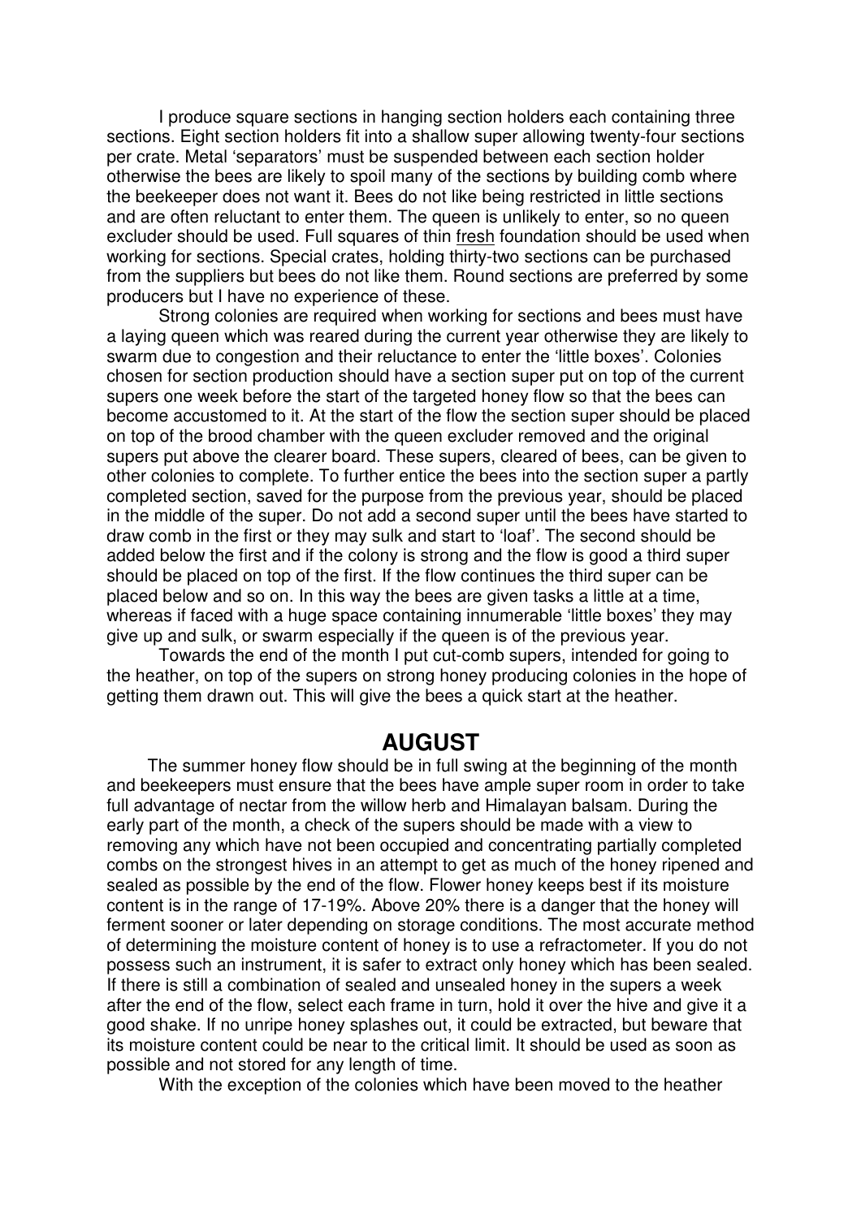I produce square sections in hanging section holders each containing three sections. Eight section holders fit into a shallow super allowing twenty-four sections per crate. Metal 'separators' must be suspended between each section holder otherwise the bees are likely to spoil many of the sections by building comb where the beekeeper does not want it. Bees do not like being restricted in little sections and are often reluctant to enter them. The queen is unlikely to enter, so no queen excluder should be used. Full squares of thin <u>fresh</u> foundation should be used when working for sections. Special crates, holding thirty-two sections can be purchased from the suppliers but bees do not like them. Round sections are preferred by some producers but I have no experience of these.

Strong colonies are required when working for sections and bees must have a laying queen which was reared during the current year otherwise they are likely to swarm due to congestion and their reluctance to enter the 'little boxes'. Colonies chosen for section production should have a section super put on top of the current supers one week before the start of the targeted honey flow so that the bees can become accustomed to it. At the start of the flow the section super should be placed on top of the brood chamber with the queen excluder removed and the original supers put above the clearer board. These supers, cleared of bees, can be given to other colonies to complete. To further entice the bees into the section super a partly completed section, saved for the purpose from the previous year, should be placed in the middle of the super. Do not add a second super until the bees have started to draw comb in the first or they may sulk and start to 'loaf'. The second should be added below the first and if the colony is strong and the flow is good a third super should be placed on top of the first. If the flow continues the third super can be placed below and so on. In this way the bees are given tasks a little at a time, whereas if faced with a huge space containing innumerable 'little boxes' they may give up and sulk, or swarm especially if the queen is of the previous year.

Towards the end of the month I put cut-comb supers, intended for going to the heather, on top of the supers on strong honey producing colonies in the hope of getting them drawn out. This will give the bees a quick start at the heather.

## AUGUST

The summer honey flow should be in full swing at the beginning of the month and beekeepers must ensure that the bees have ample super room in order to take full advantage of nectar from the willow herb and Himalayan balsam. During the early part of the month, a check of the supers should be made with a view to removing any which have not been occupied and concentrating partially completed combs on the strongest hives in an attempt to get as much of the honey ripened and sealed as possible by the end of the flow. Flower honey keeps best if its moisture content is in the range of 17-19%. Above 20% there is a danger that the honey will ferment sooner or later depending on storage conditions. The most accurate method of determining the moisture content of honey is to use a refractometer. If you do not possess such an instrument, it is safer to extract only honey which has been sealed. If there is still a combination of sealed and unsealed honey in the supers a week after the end of the flow, select each frame in turn, hold it over the hive and give it a good shake. If no unripe honey splashes out, it could be extracted, but beware that its moisture content could be near to the critical limit. It should be used as soon as possible and not stored for any length of time.

With the exception of the colonies which have been moved to the heather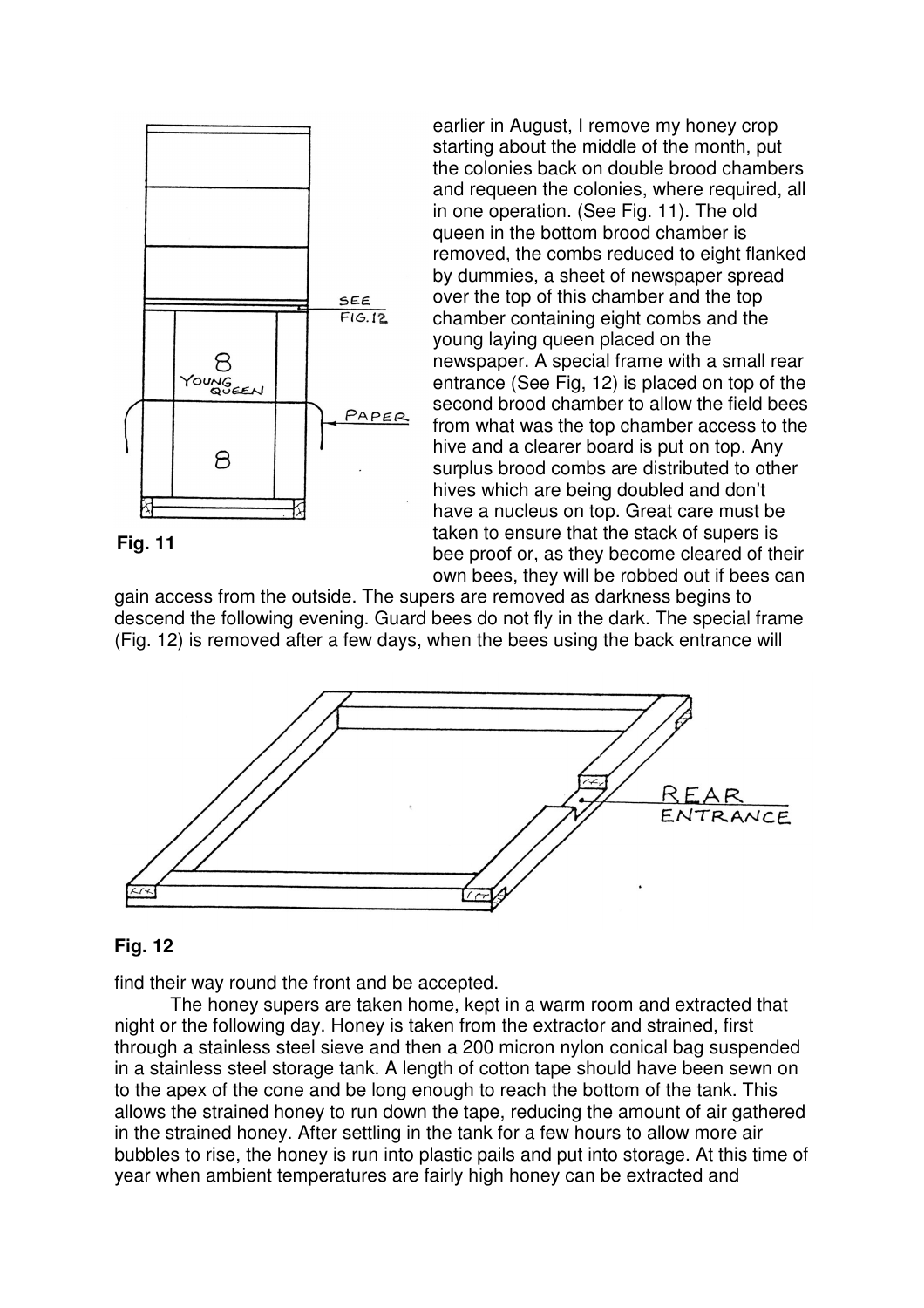earlier in August, I remove my honey crop starting about the middle of the month, put the colonies back on double brood chambers and requeen the colonies, where required, all in one operation. (See Fig. 11). The old queen in the bottom brood chamber is removed, the combs reduced to eight flanked by dummies, a sheet of newspaper spread over the top of this chamber and the top chamber containing eight combs and the young laying queen placed on the newspaper. A special frame with a small rear entrance (See Fig, 12) is placed on top of the second brood chamber to allow the field bees from what was the top chamber access to the hive and a clearer board is put on top. Any surplus brood combs are distributed to other hives which are being doubled and don't have a nucleus on top. Great care must be taken to ensure that the stack of supers is bee proof or, as they become cleared of their own bees, they will be robbed out if bees can gain access from the outside. The supers are removed as darkness begins to descend the following evening. Guard bees do not fly in the dark. The special frame (Fig. 12) is removed after a few days, when the bees using the back entrance will find their way round the front and be accepted.

**Fig. 11**

**Fig. 12**

The honey supers are taken home, kept in a warm room and extracted that night or the following day. Honey is taken from the extractor and strained, first through a stainless steel sieve and then a 200 micron nylon conical bag suspended in a stainless steel storage tank. A length of cotton tape should have been sewn on to the apex of the cone and be long enough to reach the bottom of the tank. This allows the strained honey to run down the tape, reducing the amount of air gathered in the strained honey. After settling in the tank for a few hours to allow more air bubbles to rise, the honey is run into plastic pails and put into storage. At this time of year when ambient temperatures are fairly high honey can be extracted and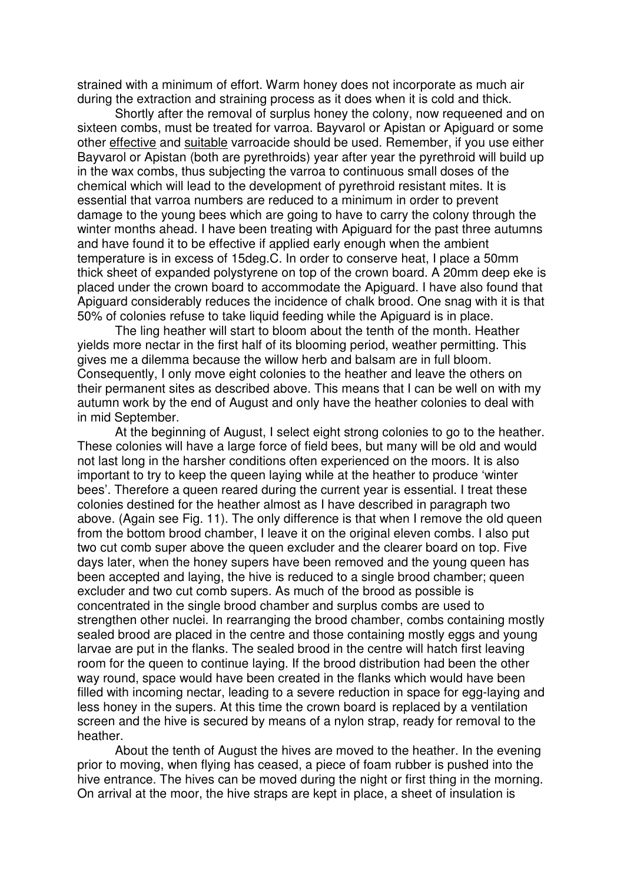strained with a minimum of effort. Warm honey does not incorporate as much air during the extraction and straining process as it does when it is cold and thick.

Shortly after the removal of surplus honey the colony, now requeened and on sixteen combs, must be treated for varroa. Bayvarol or Apistan or Apiguard or some other effective and suitable varroacide should be used. Remember, if you use either Bayvarol or Apistan (both are pyrethroids) year after year the pyrethroid will build up in the wax combs, thus subjecting the varroa to continuous small doses of the chemical which will lead to the development of pyrethroid resistant mites. It is essential that varroa numbers are reduced to a minimum in order to prevent damage to the young bees which are going to have to carry the colony through the winter months ahead. I have been treating with Apiguard for the past three autumns and have found it to be effective if applied early enough when the ambient temperature is in excess of 15deg.C. In order to conserve heat, I place a 50mm thick sheet of expanded polystyrene on top of the crown board. A 20mm deep eke is placed under the crown board to accommodate the Apiguard. I have also found that Apiguard considerably reduces the incidence of chalk brood. One snag with it is that 50% of colonies refuse to take liquid feeding while the Apiguard is in place.

The ling heather will start to bloom about the tenth of the month. Heather yields more nectar in the first half of its blooming period, weather permitting. This gives me a dilemma because the willow herb and balsam are in full bloom. Consequently, I only move eight colonies to the heather and leave the others on their permanent sites as described above. This means that I can be well on with my autumn work by the end of August and only have the heather colonies to deal with in mid September.

At the beginning of August, I select eight strong colonies to go to the heather. These colonies will have a large force of field bees, but many will be old and would not last long in the harsher conditions often experienced on the moors. It is also important to try to keep the queen laying while at the heather to produce 'winter bees'. Therefore a queen reared during the current year is essential. I treat these colonies destined for the heather almost as I have described in paragraph two above. (Again see Fig. 11). The only difference is that when I remove the old queen from the bottom brood chamber, I leave it on the original eleven combs. I also put two cut comb super above the queen excluder and the clearer board on top. Five days later, when the honey supers have been removed and the young queen has been accepted and laying, the hive is reduced to a single brood chamber; queen excluder and two cut comb supers. As much of the brood as possible is concentrated in the single brood chamber and surplus combs are used to strengthen other nuclei. In rearranging the brood chamber, combs containing mostly sealed brood are placed in the centre and those containing mostly eggs and young larvae are put in the flanks. The sealed brood in the centre will hatch first leaving room for the queen to continue laying. If the brood distribution had been the other way round, space would have been created in the flanks which would have been filled with incoming nectar, leading to a severe reduction in space for egg-laying and less honey in the supers. At this time the crown board is replaced by a ventilation screen and the hive is secured by means of a nylon strap, ready for removal to the heather.

About the tenth of August the hives are moved to the heather. In the evening prior to moving, when flying has ceased, a piece of foam rubber is pushed into the hive entrance. The hives can be moved during the night or first thing in the morning. On arrival at the moor, the hive straps are kept in place, a sheet of insulation is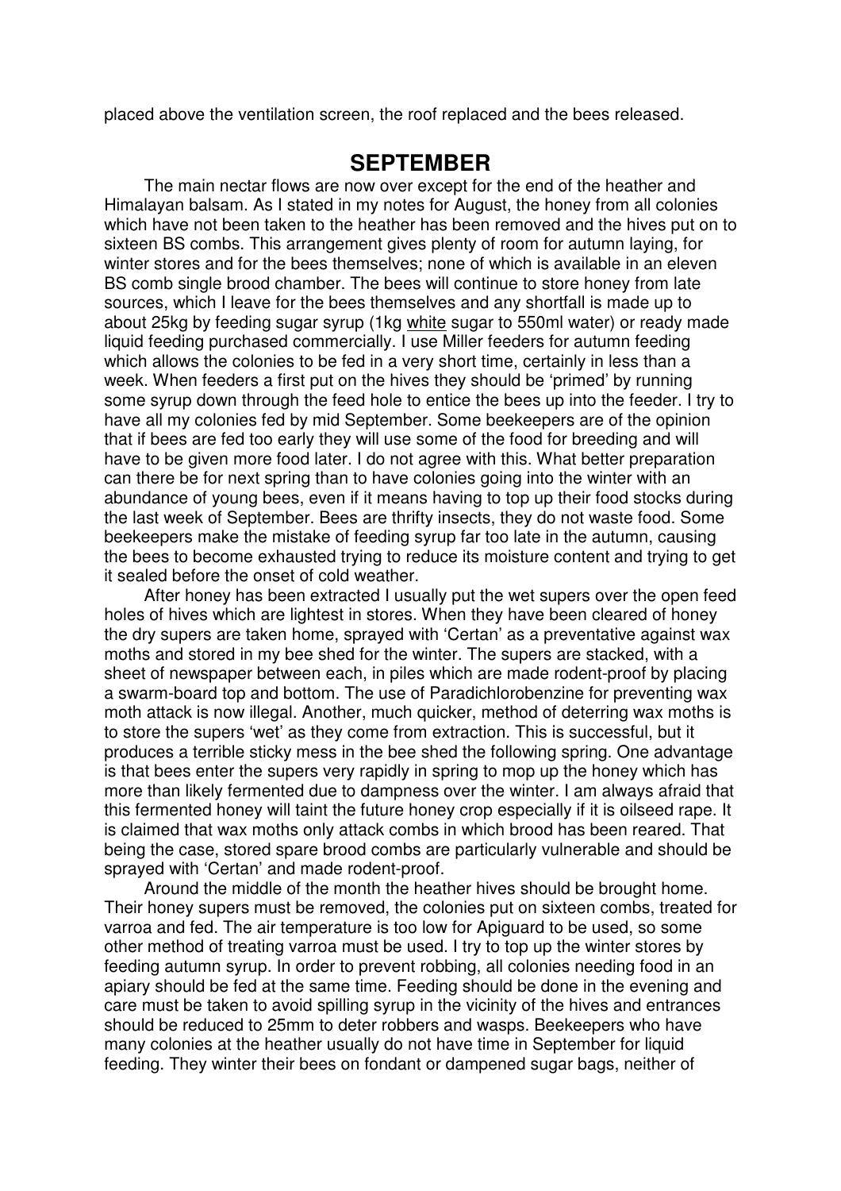placed above the ventilation screen, the roof replaced and the bees released.

## SEPTEMBER

The main nectar flows are now over except for the end of the heather and Himalayan balsam. As I stated in my notes for August, the honey from all colonies which have not been taken to the heather has been removed and the hives put on to sixteen BS combs. This arrangement gives plenty of room for autumn laying, for winter stores and for the bees themselves; none of which is available in an eleven BS comb single brood chamber. The bees will continue to store honey from late sources, which I leave for the bees themselves and any shortfall is made up to about 25kg by feeding sugar syrup (1kg white sugar to 550ml water) or ready made liquid feeding purchased commercially. I use Miller feeders for autumn feeding which allows the colonies to be fed in a very short time, certainly in less than a week. When feeders a first put on the hives they should be 'primed' by running some syrup down through the feed hole to entice the bees up into the feeder. I try to have all my colonies fed by mid September. Some beekeepers are of the opinion that if bees are fed too early they will use some of the food for breeding and will have to be given more food later. I do not agree with this. What better preparation can there be for next spring than to have colonies going into the winter with an abundance of young bees, even if it means having to top up their food stocks during the last week of September. Bees are thrifty insects, they do not waste food. Some beekeepers make the mistake of feeding syrup far too late in the autumn, causing the bees to become exhausted trying to reduce its moisture content and trying to get it sealed before the onset of cold weather.

After honey has been extracted I usually put the wet supers over the open feed holes of hives which are lightest in stores. When they have been cleared of honey the dry supers are taken home, sprayed with 'Certan' as a preventative against wax moths and stored in my bee shed for the winter. The supers are stacked, with a sheet of newspaper between each, in piles which are made rodent-proof by placing a swarm-board top and bottom. The use of Paradichlorobenzine for preventing wax moth attack is now illegal. Another, much quicker, method of deterring wax moths is to store the supers 'wet' as they come from extraction. This is successful, but it produces a terrible sticky mess in the bee shed the following spring. One advantage is that bees enter the supers very rapidly in spring to mop up the honey which has more than likely fermented due to dampness over the winter. I am always afraid that this fermented honey will taint the future honey crop especially if it is oilseed rape. It is claimed that wax moths only attack combs in which brood has been reared. That being the case, stored spare brood combs are particularly vulnerable and should be sprayed with 'Certan' and made rodent-proof.

Around the middle of the month the heather hives should be brought home. Their honey supers must be removed, the colonies put on sixteen combs, treated for varroa and fed. The air temperature is too low for Apiguard to be used, so some other method of treating varroa must be used. I try to top up the winter stores by feeding autumn syrup. In order to prevent robbing, all colonies needing food in an apiary should be fed at the same time. Feeding should be done in the evening and care must be taken to avoid spilling syrup in the vicinity of the hives and entrances should be reduced to 25mm to deter robbers and wasps. Beekeepers who have many colonies at the heather usually do not have time in September for liquid feeding. They winter their bees on fondant or dampened sugar bags, neither of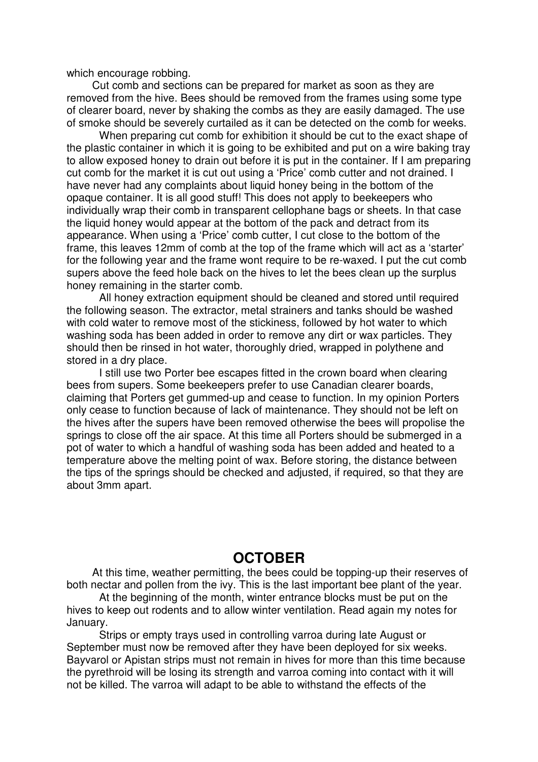which encourage robbing.

Cut comb and sections can be prepared for market as soon as they are removed from the hive. Bees should be removed from the frames using some type of clearer board, never by shaking the combs as they are easily damaged. The use of smoke should be severely curtailed as it can be detected on the comb for weeks.

When preparing cut comb for exhibition it should be cut to the exact shape of the plastic container in which it is going to be exhibited and put on a wire baking tray to allow exposed honey to drain out before it is put in the container. If I am preparing cut comb for the market it is cut out using a 'Price' comb cutter and not drained. I have never had any complaints about liquid honey being in the bottom of the opaque container. It is all good stuff! This does not apply to beekeepers who individually wrap their comb in transparent cellophane bags or sheets. In that case the liquid honey would appear at the bottom of the pack and detract from its appearance. When using a 'Price' comb cutter, I cut close to the bottom of the frame, this leaves 12mm of comb at the top of the frame which will act as a 'starter' for the following year and the frame wont require to be re-waxed. I put the cut comb supers above the feed hole back on the hives to let the bees clean up the surplus honey remaining in the starter comb.

All honey extraction equipment should be cleaned and stored until required the following season. The extractor, metal strainers and tanks should be washed with cold water to remove most of the stickiness, followed by hot water to which washing soda has been added in order to remove any dirt or wax particles. They should then be rinsed in hot water, thoroughly dried, wrapped in polythene and stored in a dry place.

I still use two Porter bee escapes fitted in the crown board when clearing bees from supers. Some beekeepers prefer to use Canadian clearer boards, claiming that Porters get gummed-up and cease to function. In my opinion Porters only cease to function because of lack of maintenance. They should not be left on the hives after the supers have been removed otherwise the bees will propolise the springs to close off the air space. At this time all Porters should be submerged in a pot of water to which a handful of washing soda has been added and heated to a temperature above the melting point of wax. Before storing, the distance between the tips of the springs should be checked and adjusted, if required, so that they are about 3mm apart.

## OCTOBER

At this time, weather permitting, the bees could be topping-up their reserves of both nectar and pollen from the ivy. This is the last important bee plant of the year.

At the beginning of the month, winter entrance blocks must be put on the hives to keep out rodents and to allow winter ventilation. Read again my notes for January.

Strips or empty trays used in controlling varroa during late August or September must now be removed after they have been deployed for six weeks. Bayvarol or Apistan strips must not remain in hives for more than this time because the pyrethroid will be losing its strength and varroa coming into contact with it will not be killed. The varroa will adapt to be able to withstand the effects of the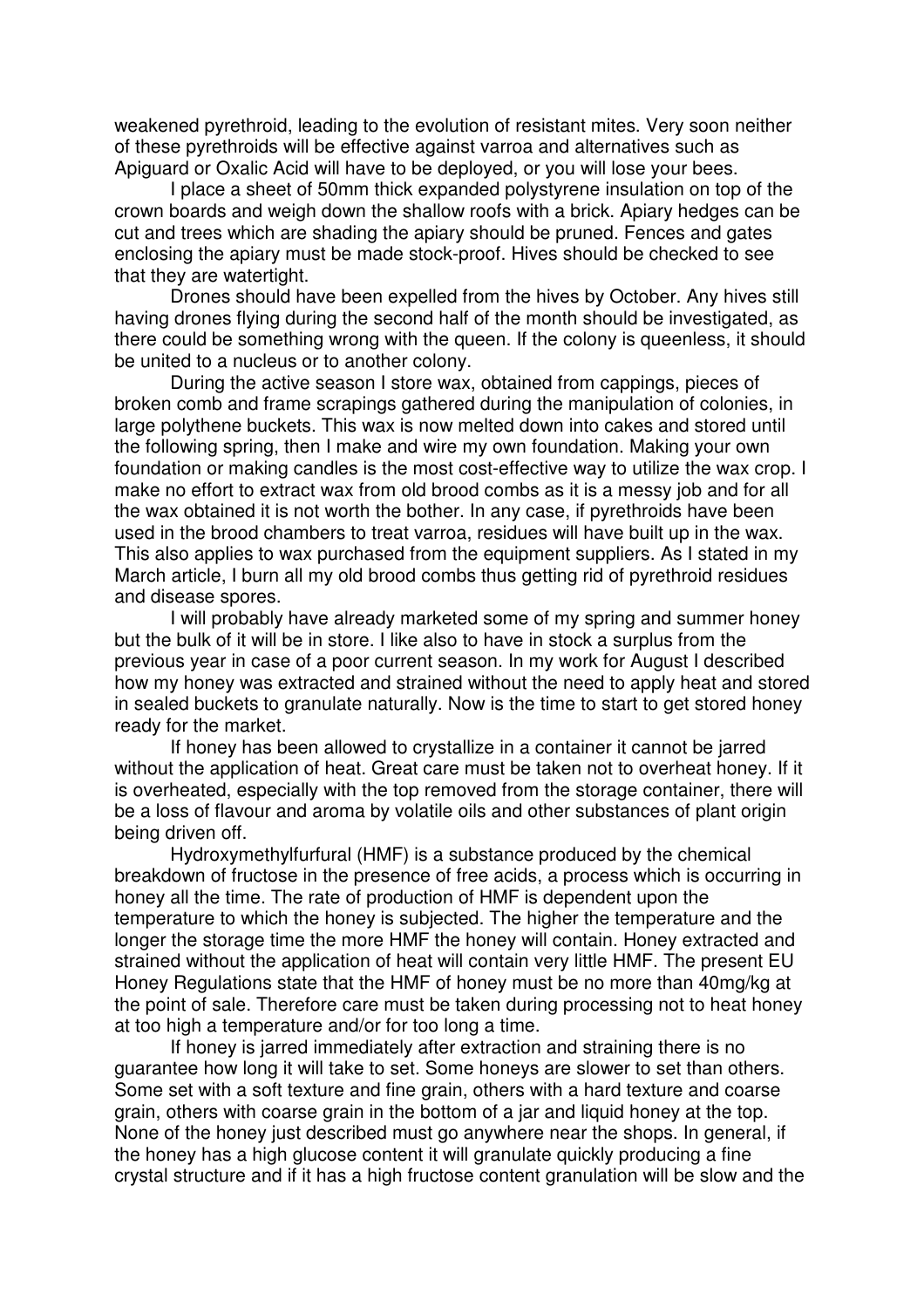weakened pyrethroid, leading to the evolution of resistant mites. Very soon neither of these pyrethroids will be effective against varroa and alternatives such as Apiguard or Oxalic Acid will have to be deployed, or you will lose your bees.

I place a sheet of 50mm thick expanded polystyrene insulation on top of the crown boards and weigh down the shallow roofs with a brick. Apiary hedges can be cut and trees which are shading the apiary should be pruned. Fences and gates enclosing the apiary must be made stock-proof. Hives should be checked to see that they are watertight.

Drones should have been expelled from the hives by October. Any hives still having drones flying during the second half of the month should be investigated, as there could be something wrong with the queen. If the colony is queenless, it should be united to a nucleus or to another colony.

During the active season I store wax, obtained from cappings, pieces of broken comb and frame scrapings gathered during the manipulation of colonies, in large polythene buckets. This wax is now melted down into cakes and stored until the following spring, then I make and wire my own foundation. Making your own foundation or making candles is the most cost-effective way to utilize the wax crop. I make no effort to extract wax from old brood combs as it is a messy job and for all the wax obtained it is not worth the bother. In any case, if pyrethroids have been used in the brood chambers to treat varroa, residues will have built up in the wax. This also applies to wax purchased from the equipment suppliers. As I stated in my March article, I burn all my old brood combs thus getting rid of pyrethroid residues and disease spores.

I will probably have already marketed some of my spring and summer honey but the bulk of it will be in store. I like also to have in stock a surplus from the previous year in case of a poor current season. In my work for August I described how my honey was extracted and strained without the need to apply heat and stored in sealed buckets to granulate naturally. Now is the time to start to get stored honey ready for the market.

If honey has been allowed to crystallize in a container it cannot be jarred without the application of heat. Great care must be taken not to overheat honey. If it is overheated, especially with the top removed from the storage container, there will be a loss of flavour and aroma by volatile oils and other substances of plant origin being driven off.

Hydroxymethylfurfural (HMF) is a substance produced by the chemical breakdown of fructose in the presence of free acids, a process which is occurring in honey all the time. The rate of production of HMF is dependent upon the temperature to which the honey is subjected. The higher the temperature and the longer the storage time the more HMF the honey will contain. Honey extracted and strained without the application of heat will contain very little HMF. The present EU Honey Regulations state that the HMF of honey must be no more than 40mg/kg at the point of sale. Therefore care must be taken during processing not to heat honey at too high a temperature and/or for too long a time.

If honey is jarred immediately after extraction and straining there is no guarantee how long it will take to set. Some honeys are slower to set than others. Some set with a soft texture and fine grain, others with a hard texture and coarse grain, others with coarse grain in the bottom of a jar and liquid honey at the top. None of the honey just described must go anywhere near the shops. In general, if the honey has a high glucose content it will granulate quickly producing a fine crystal structure and if it has a high fructose content granulation will be slow and the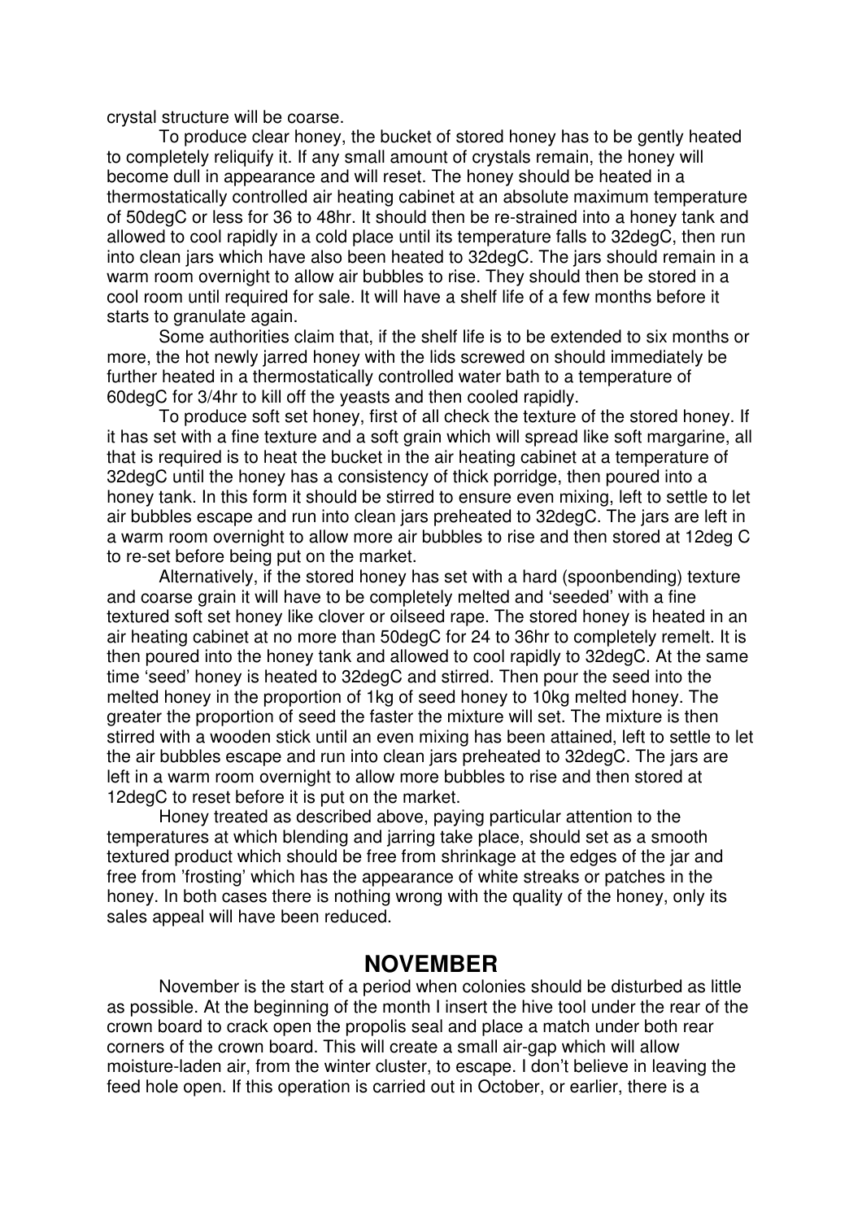crystal structure will be coarse.

To produce clear honey, the bucket of stored honey has to be gently heated to completely reliquify it. If any small amount of crystals remain, the honey will become dull in appearance and will reset. The honey should be heated in a thermostatically controlled air heating cabinet at an absolute maximum temperature of 50degC or less for 36 to 48hr. It should then be re-strained into a honey tank and allowed to cool rapidly in a cold place until its temperature falls to 32degC, then run into clean jars which have also been heated to 32degC. The jars should remain in a warm room overnight to allow air bubbles to rise. They should then be stored in a cool room until required for sale. It will have a shelf life of a few months before it starts to granulate again.

Some authorities claim that, if the shelf life is to be extended to six months or more, the hot newly jarred honey with the lids screwed on should immediately be further heated in a thermostatically controlled water bath to a temperature of 60degC for 3/4hr to kill off the yeasts and then cooled rapidly.

To produce soft set honey, first of all check the texture of the stored honey. If it has set with a fine texture and a soft grain which will spread like soft margarine, all that is required is to heat the bucket in the air heating cabinet at a temperature of 32degC until the honey has a consistency of thick porridge, then poured into a honey tank. In this form it should be stirred to ensure even mixing, left to settle to let air bubbles escape and run into clean jars preheated to 32degC. The jars are left in a warm room overnight to allow more air bubbles to rise and then stored at 12deg C to re-set before being put on the market.

Alternatively, if the stored honey has set with a hard (spoonbending) texture and coarse grain it will have to be completely melted and 'seeded' with a fine textured soft set honey like clover or oilseed rape. The stored honey is heated in an air heating cabinet at no more than 50degC for 24 to 36hr to completely remelt. It is then poured into the honey tank and allowed to cool rapidly to 32degC. At the same time 'seed' honey is heated to 32degC and stirred. Then pour the seed into the melted honey in the proportion of 1kg of seed honey to 10kg melted honey. The greater the proportion of seed the faster the mixture will set. The mixture is then stirred with a wooden stick until an even mixing has been attained, left to settle to let the air bubbles escape and run into clean jars preheated to 32degC. The jars are left in a warm room overnight to allow more bubbles to rise and then stored at 12degC to reset before it is put on the market.

Honey treated as described above, paying particular attention to the temperatures at which blending and jarring take place, should set as a smooth textured product which should be free from shrinkage at the edges of the jar and free from 'frosting' which has the appearance of white streaks or patches in the honey. In both cases there is nothing wrong with the quality of the honey, only its sales appeal will have been reduced.

## NOVEMBER

November is the start of a period when colonies should be disturbed as little as possible. At the beginning of the month I insert the hive tool under the rear of the crown board to crack open the propolis seal and place a match under both rear corners of the crown board. This will create a small air-gap which will allow moisture-laden air, from the winter cluster, to escape. I don't believe in leaving the feed hole open. If this operation is carried out in October, or earlier, there is a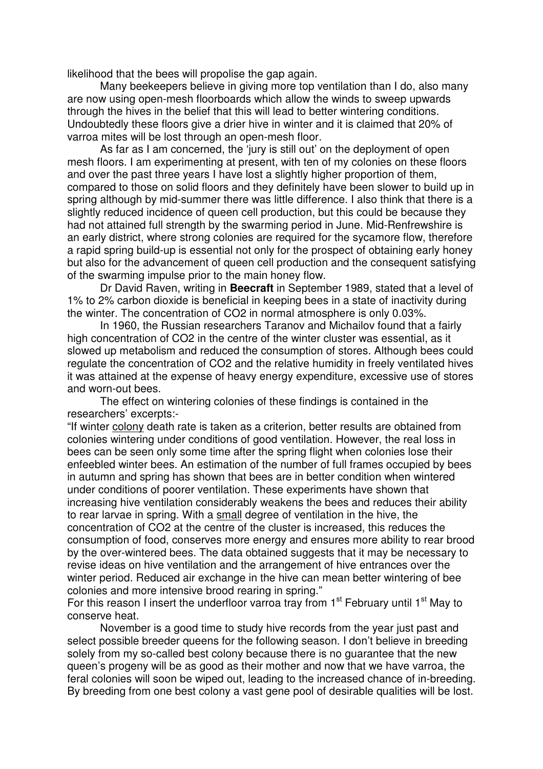likelihood that the bees will propolise the gap again.

Many beekeepers believe in giving more top ventilation than I do, also many are now using open-mesh floorboards which allow the winds to sweep upwards through the hives in the belief that this will lead to better wintering conditions. Undoubtedly these floors give a drier hive in winter and it is claimed that 20% of varroa mites will be lost through an open-mesh floor.

As far as I am concerned, the 'jury is still out' on the deployment of open mesh floors. I am experimenting at present, with ten of my colonies on these floors and over the past three years I have lost a slightly higher proportion of them, compared to those on solid floors and they definitely have been slower to build up in spring although by mid-summer there was little difference. I also think that there is a slightly reduced incidence of queen cell production, but this could be because they had not attained full strength by the swarming period in June. Mid-Renfrewshire is an early district, where strong colonies are required for the sycamore flow, therefore a rapid spring build-up is essential not only for the prospect of obtaining early honey but also for the advancement of queen cell production and the consequent satisfying of the swarming impulse prior to the main honey flow.

Dr David Raven, writing in **Beecraft** in September 1989, stated that a level of 1% to 2% carbon dioxide is beneficial in keeping bees in a state of inactivity during the winter. The concentration of $CO_2$ in normal atmosphere is only 0.03%.

In 1960, the Russian researchers Taranov and Michailov found that a fairly high concentration of $CO_2$ in the centre of the winter cluster was essential, as it slowed up metabolism and reduced the consumption of stores. Although bees could regulate the concentration of $CO_2$ and the relative humidity in freely ventilated hives it was attained at the expense of heavy energy expenditure, excessive use of stores and worn-out bees.

The effect on wintering colonies of these findings is contained in the researchers' excerpts:-

"If winter colony death rate is taken as a criterion, better results are obtained from colonies wintering under conditions of good ventilation. However, the real loss in bees can be seen only some time after the spring flight when colonies lose their enfeebled winter bees. An estimation of the number of full frames occupied by bees in autumn and spring has shown that bees are in better condition when wintered under conditions of poorer ventilation. These experiments have shown that increasing hive ventilation considerably weakens the bees and reduces their ability to rear larvae in spring. With a small degree of ventilation in the hive, the concentration of $CO_2$ at the centre of the cluster is increased, this reduces the consumption of food, conserves more energy and ensures more ability to rear brood by the over-wintered bees. The data obtained suggests that it may be necessary to revise ideas on hive ventilation and the arrangement of hive entrances over the winter period. Reduced air exchange in the hive can mean better wintering of bee colonies and more intensive brood rearing in spring."

For this reason I insert the underfloor varroa tray from 1st February until 1st May to conserve heat.

November is a good time to study hive records from the year just past and select possible breeder queens for the following season. I don't believe in breeding solely from my so-called best colony because there is no guarantee that the new queen's progeny will be as good as their mother and now that we have varroa, the feral colonies will soon be wiped out, leading to the increased chance of in-breeding. By breeding from one best colony a vast gene pool of desirable qualities will be lost.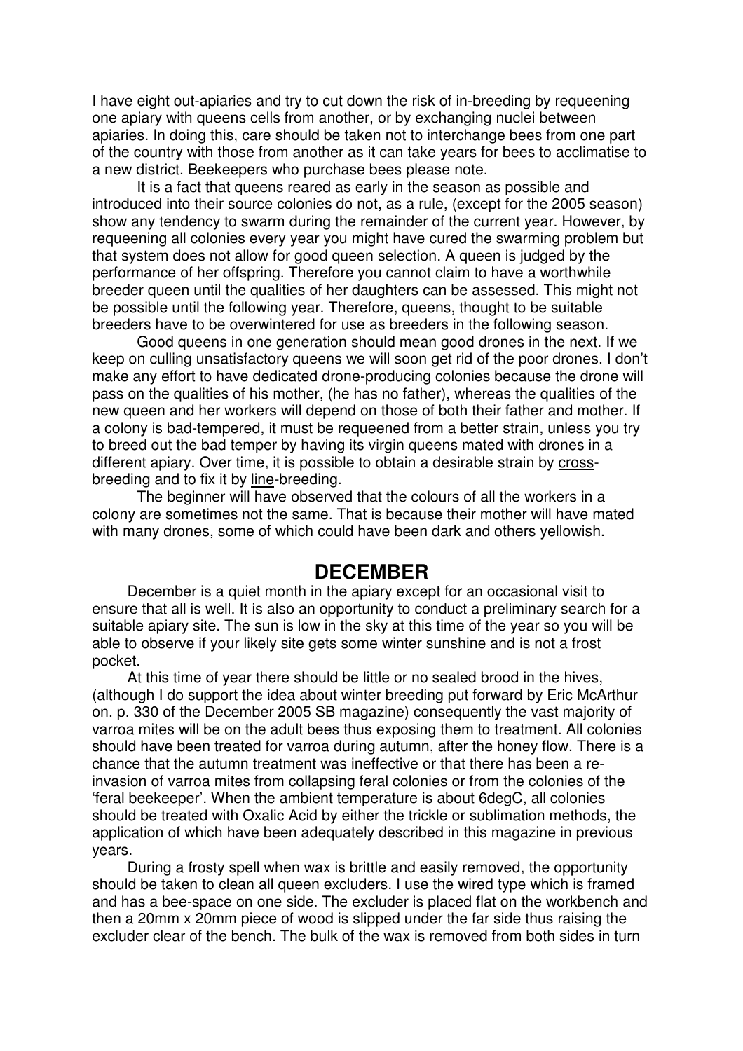I have eight out-apiaries and try to cut down the risk of in-breeding by requeening one apiary with queens cells from another, or by exchanging nuclei between apiaries. In doing this, care should be taken not to interchange bees from one part of the country with those from another as it can take years for bees to acclimatise to a new district. Beekeepers who purchase bees please note.

It is a fact that queens reared as early in the season as possible and introduced into their source colonies do not, as a rule, (except for the 2005 season) show any tendency to swarm during the remainder of the current year. However, by requeening all colonies every year you might have cured the swarming problem but that system does not allow for good queen selection. A queen is judged by the performance of her offspring. Therefore you cannot claim to have a worthwhile breeder queen until the qualities of her daughters can be assessed. This might not be possible until the following year. Therefore, queens, thought to be suitable breeders have to be overwintered for use as breeders in the following season.

Good queens in one generation should mean good drones in the next. If we keep on culling unsatisfactory queens we will soon get rid of the poor drones. I don't make any effort to have dedicated drone-producing colonies because the drone will pass on the qualities of his mother, (he has no father), whereas the qualities of the new queen and her workers will depend on those of both their father and mother. If a colony is bad-tempered, it must be requeened from a better strain, unless you try to breed out the bad temper by having its virgin queens mated with drones in a different apiary. Over time, it is possible to obtain a desirable strain by cross-breeding and to fix it by line-breeding.

The beginner will have observed that the colours of all the workers in a colony are sometimes not the same. That is because their mother will have mated with many drones, some of which could have been dark and others yellowish.

## DECEMBER

December is a quiet month in the apiary except for an occasional visit to ensure that all is well. It is also an opportunity to conduct a preliminary search for a suitable apiary site. The sun is low in the sky at this time of the year so you will be able to observe if your likely site gets some winter sunshine and is not a frost pocket.

At this time of year there should be little or no sealed brood in the hives, (although I do support the idea about winter breeding put forward by Eric McArthur on. p. 330 of the December 2005 SB magazine) consequently the vast majority of varroa mites will be on the adult bees thus exposing them to treatment. All colonies should have been treated for varroa during autumn, after the honey flow. There is a chance that the autumn treatment was ineffective or that there has been a re-invasion of varroa mites from collapsing feral colonies or from the colonies of the 'feral beekeeper'. When the ambient temperature is about 6degC, all colonies should be treated with Oxalic Acid by either the trickle or sublimation methods, the application of which have been adequately described in this magazine in previous years.

During a frosty spell when wax is brittle and easily removed, the opportunity should be taken to clean all queen excluders. I use the wired type which is framed and has a bee-space on one side. The excluder is placed flat on the workbench and then a 20mm x 20mm piece of wood is slipped under the far side thus raising the excluder clear of the bench. The bulk of the wax is removed from both sides in turn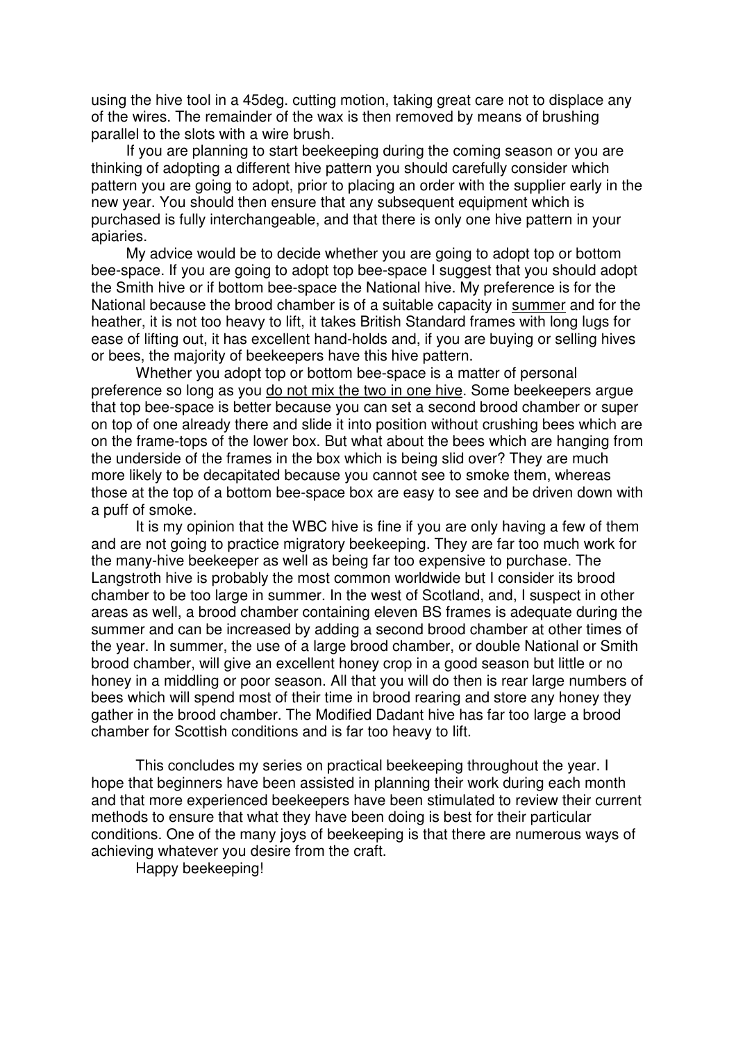using the hive tool in a 45deg. cutting motion, taking great care not to displace any of the wires. The remainder of the wax is then removed by means of brushing parallel to the slots with a wire brush.

If you are planning to start beekeeping during the coming season or you are thinking of adopting a different hive pattern you should carefully consider which pattern you are going to adopt, prior to placing an order with the supplier early in the new year. You should then ensure that any subsequent equipment which is purchased is fully interchangeable, and that there is only one hive pattern in your apiaries.

My advice would be to decide whether you are going to adopt top or bottom bee-space. If you are going to adopt top bee-space I suggest that you should adopt the Smith hive or if bottom bee-space the National hive. My preference is for the National because the brood chamber is of a suitable capacity in <u>summer</u> and for the heather, it is not too heavy to lift, it takes British Standard frames with long lugs for ease of lifting out, it has excellent hand-holds and, if you are buying or selling hives or bees, the majority of beekeepers have this hive pattern.

Whether you adopt top or bottom bee-space is a matter of personal preference so long as you <u>do not mix the two in one hive</u>. Some beekeepers argue that top bee-space is better because you can set a second brood chamber or super on top of one already there and slide it into position without crushing bees which are on the frame-tops of the lower box. But what about the bees which are hanging from the underside of the frames in the box which is being slid over? They are much more likely to be decapitated because you cannot see to smoke them, whereas those at the top of a bottom bee-space box are easy to see and be driven down with a puff of smoke.

It is my opinion that the WBC hive is fine if you are only having a few of them and are not going to practice migratory beekeeping. They are far too much work for the many-hive beekeeper as well as being far too expensive to purchase. The Langstroth hive is probably the most common worldwide but I consider its brood chamber to be too large in summer. In the west of Scotland, and, I suspect in other areas as well, a brood chamber containing eleven BS frames is adequate during the summer and can be increased by adding a second brood chamber at other times of the year. In summer, the use of a large brood chamber, or double National or Smith brood chamber, will give an excellent honey crop in a good season but little or no honey in a middling or poor season. All that you will do then is rear large numbers of bees which will spend most of their time in brood rearing and store any honey they gather in the brood chamber. The Modified Dadant hive has far too large a brood chamber for Scottish conditions and is far too heavy to lift.

This concludes my series on practical beekeeping throughout the year. I hope that beginners have been assisted in planning their work during each month and that more experienced beekeepers have been stimulated to review their current methods to ensure that what they have been doing is best for their particular conditions. One of the many joys of beekeeping is that there are numerous ways of achieving whatever you desire from the craft.

Happy beekeeping!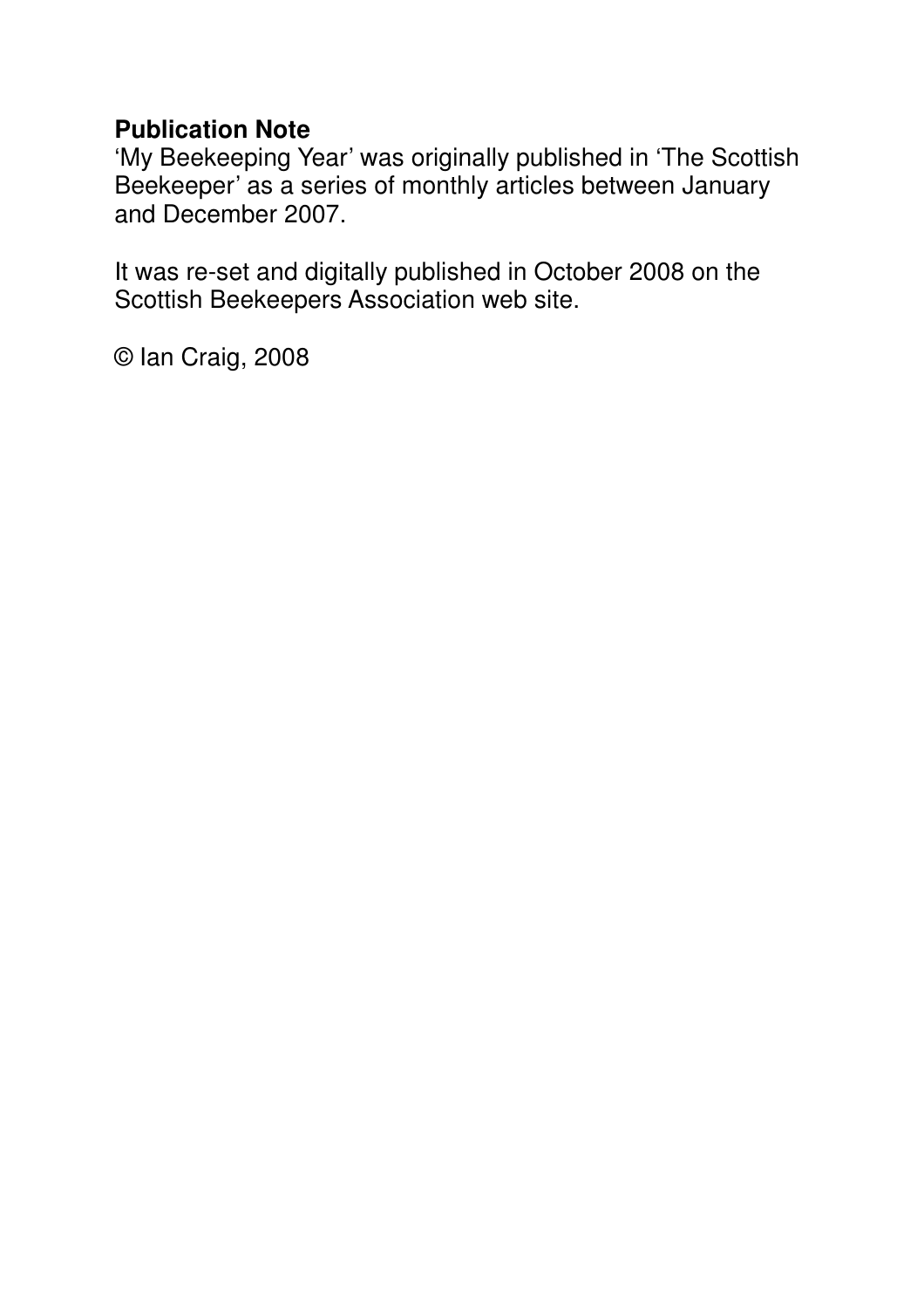**Publication Note**
'My Beekeeping Year' was originally published in 'The Scottish Beekeeper' as a series of monthly articles between January and December 2007.

It was re-set and digitally published in October 2008 on the Scottish Beekeepers Association web site.

© Ian Craig, 2008